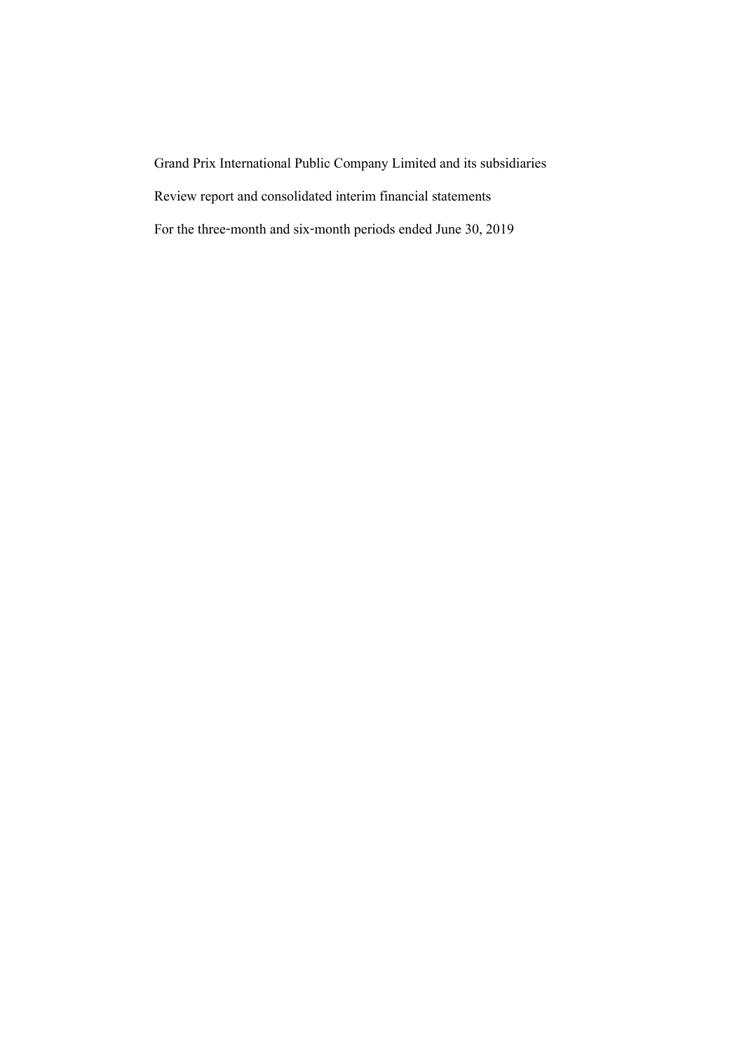Grand Prix International Public Company Limited and its subsidiaries

Review report and consolidated interim financial statements

For the three-month and six-month periods ended June 30, 2019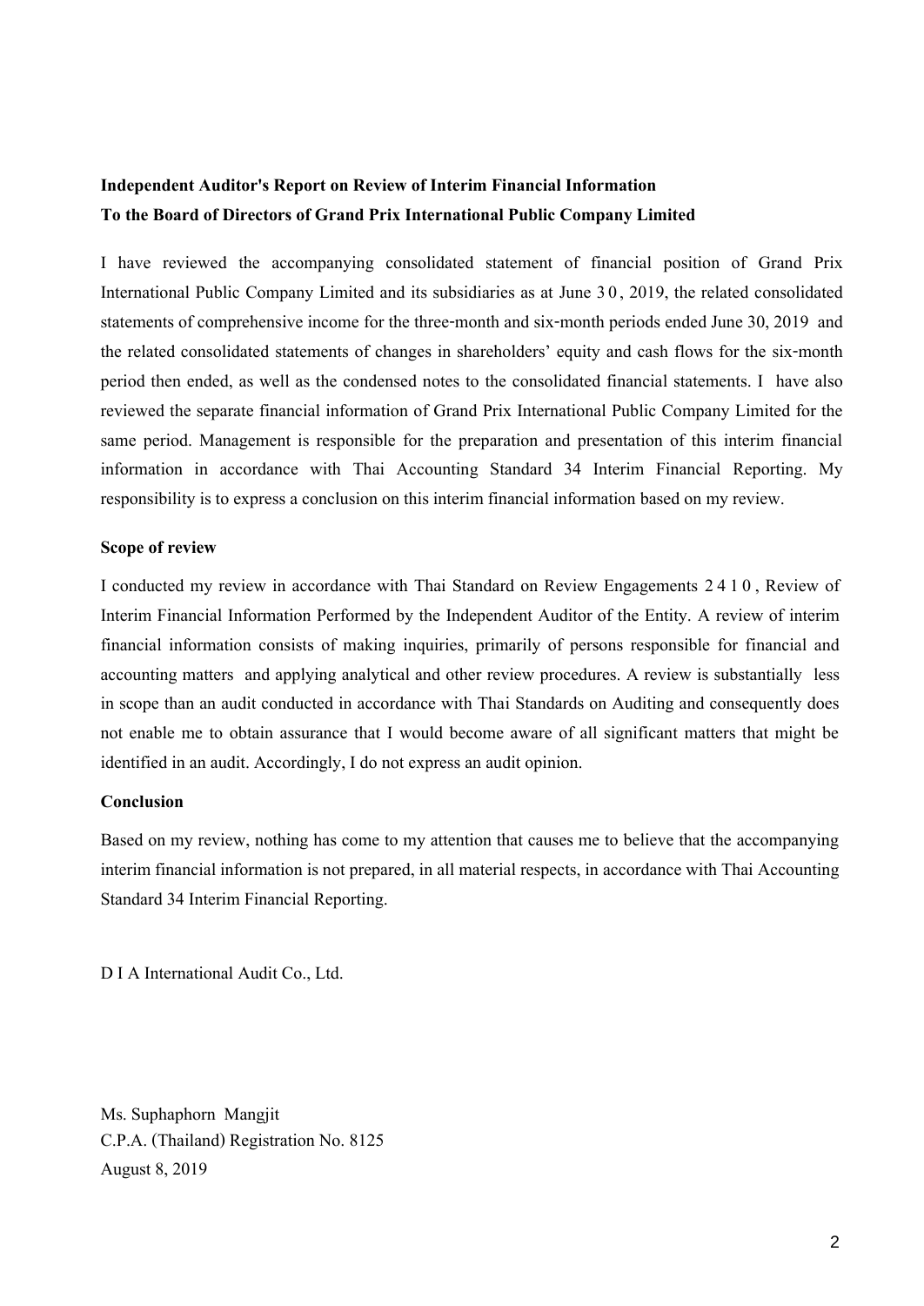**Independent Auditor's Report on Review of Interim Financial Information**
**To the Board of Directors of Grand Prix International Public Company Limited**

I have reviewed the accompanying consolidated statement of financial position of Grand Prix International Public Company Limited and its subsidiaries as at June 30, 2019, the related consolidated statements of comprehensive income for the three-month and six-month periods ended June 30, 2019 and the related consolidated statements of changes in shareholders' equity and cash flows for the six-month period then ended, as well as the condensed notes to the consolidated financial statements. I have also reviewed the separate financial information of Grand Prix International Public Company Limited for the same period. Management is responsible for the preparation and presentation of this interim financial information in accordance with Thai Accounting Standard 34 Interim Financial Reporting. My responsibility is to express a conclusion on this interim financial information based on my review.

**Scope of review**

I conducted my review in accordance with Thai Standard on Review Engagements 2410, Review of Interim Financial Information Performed by the Independent Auditor of the Entity. A review of interim financial information consists of making inquiries, primarily of persons responsible for financial and accounting matters and applying analytical and other review procedures. A review is substantially less in scope than an audit conducted in accordance with Thai Standards on Auditing and consequently does not enable me to obtain assurance that I would become aware of all significant matters that might be identified in an audit. Accordingly, I do not express an audit opinion.

**Conclusion**

Based on my review, nothing has come to my attention that causes me to believe that the accompanying interim financial information is not prepared, in all material respects, in accordance with Thai Accounting Standard 34 Interim Financial Reporting.

D I A International Audit Co., Ltd.

Ms. Suphaphorn Mangjit
C.P.A. (Thailand) Registration No. 8125
August 8, 2019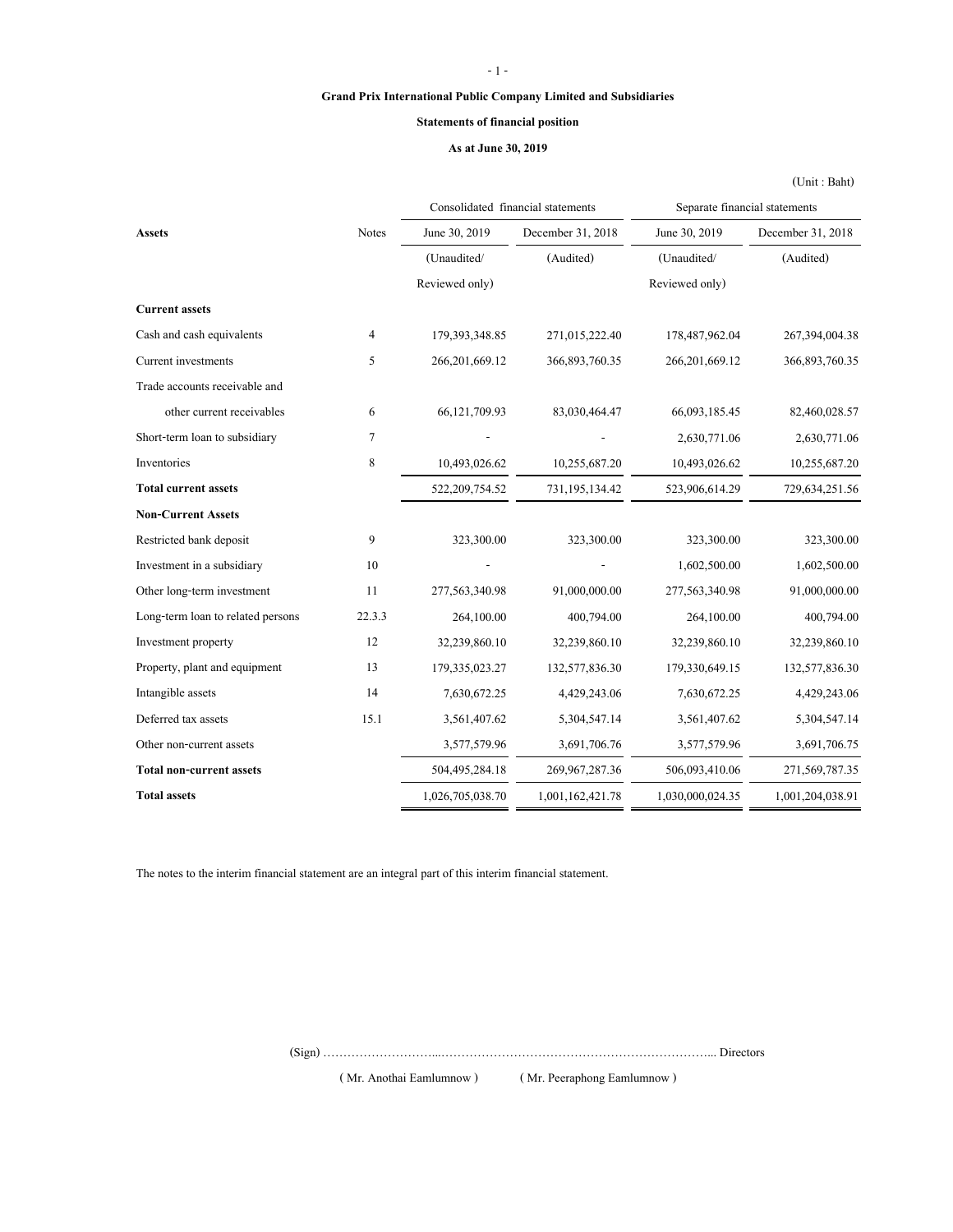**Grand Prix International Public Company Limited and Subsidiaries**

**Statements of financial position**

**As at June 30, 2019**

(Unit : Baht)

| Assets | Notes | Consolidated financial statements | | Separate financial statements | |
|---|---|---|---|---|---|
| | | June 30, 2019 | December 31, 2018 | June 30, 2019 | December 31, 2018 |
| | | (Unaudited/ Reviewed only) | (Audited) | (Unaudited/ Reviewed only) | (Audited) |
| **Current assets** | | | | | |
| Cash and cash equivalents | 4 | 179,393,348.85 | 271,015,222.40 | 178,487,962.04 | 267,394,004.38 |
| Current investments | 5 | 266,201,669.12 | 366,893,760.35 | 266,201,669.12 | 366,893,760.35 |
| Trade accounts receivable and other current receivables | 6 | 66,121,709.93 | 83,030,464.47 | 66,093,185.45 | 82,460,028.57 |
| Short-term loan to subsidiary | 7 | - | - | 2,630,771.06 | 2,630,771.06 |
| Inventories | 8 | 10,493,026.62 | 10,255,687.20 | 10,493,026.62 | 10,255,687.20 |
| **Total current assets** | | 522,209,754.52 | 731,195,134.42 | 523,906,614.29 | 729,634,251.56 |
| **Non-Current Assets** | | | | | |
| Restricted bank deposit | 9 | 323,300.00 | 323,300.00 | 323,300.00 | 323,300.00 |
| Investment in a subsidiary | 10 | - | - | 1,602,500.00 | 1,602,500.00 |
| Other long-term investment | 11 | 277,563,340.98 | 91,000,000.00 | 277,563,340.98 | 91,000,000.00 |
| Long-term loan to related persons | 22.3.3 | 264,100.00 | 400,794.00 | 264,100.00 | 400,794.00 |
| Investment property | 12 | 32,239,860.10 | 32,239,860.10 | 32,239,860.10 | 32,239,860.10 |
| Property, plant and equipment | 13 | 179,335,023.27 | 132,577,836.30 | 179,330,649.15 | 132,577,836.30 |
| Intangible assets | 14 | 7,630,672.25 | 4,429,243.06 | 7,630,672.25 | 4,429,243.06 |
| Deferred tax assets | 15.1 | 3,561,407.62 | 5,304,547.14 | 3,561,407.62 | 5,304,547.14 |
| Other non-current assets | | 3,577,579.96 | 3,691,706.76 | 3,577,579.96 | 3,691,706.75 |
| **Total non-current assets** | | 504,495,284.18 | 269,967,287.36 | 506,093,410.06 | 271,569,787.35 |
| **Total assets** | | 1,026,705,038.70 | 1,001,162,421.78 | 1,030,000,024.35 | 1,001,204,038.91 |

The notes to the interim financial statement are an integral part of this interim financial statement.

(Sign) ……………………...………………………………………………………... Directors

( Mr. Anothai Eamlumnow ) ( Mr. Peeraphong Eamlumnow )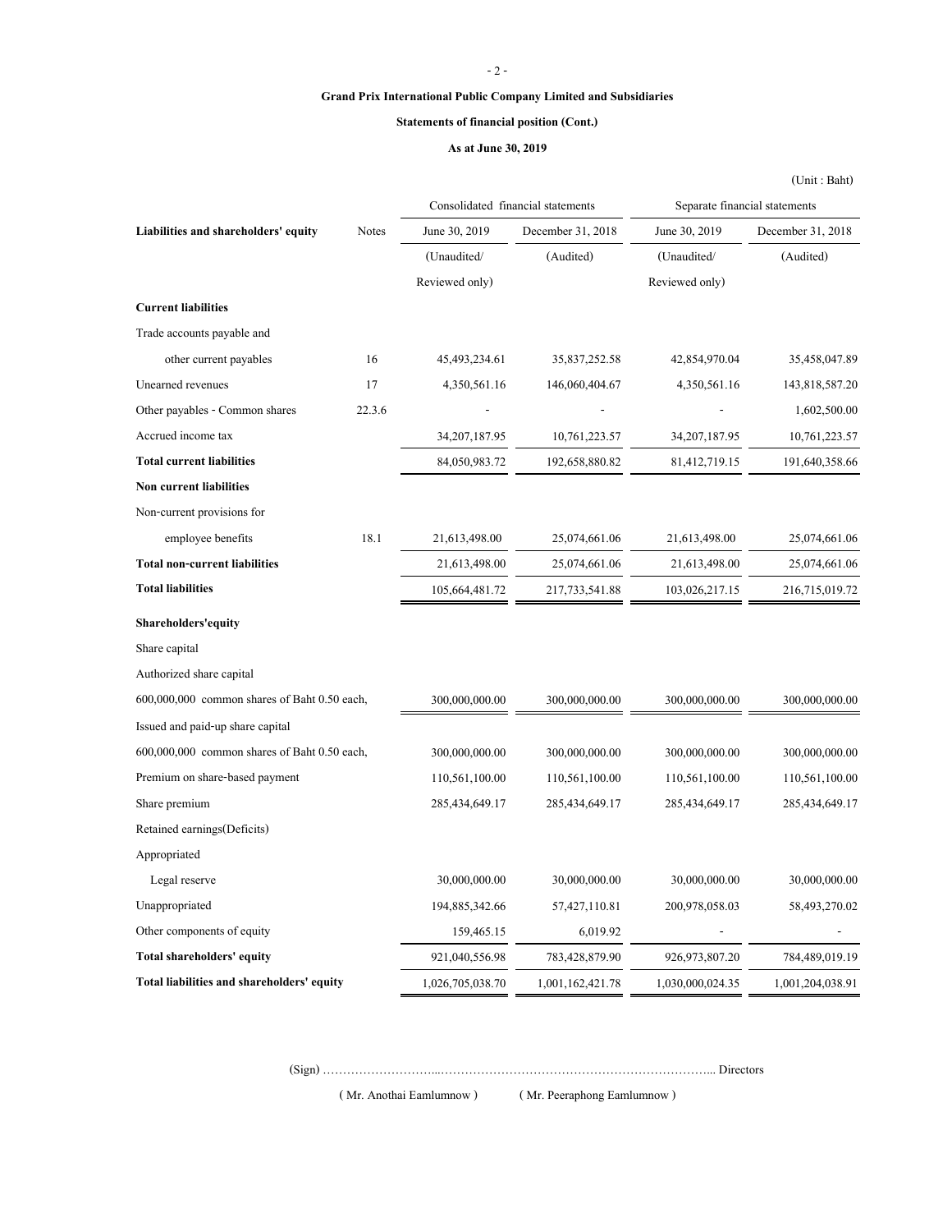**Grand Prix International Public Company Limited and Subsidiaries**

**Statements of financial position (Cont.)**

**As at June 30, 2019**

(Unit : Baht)

| Liabilities and shareholders' equity | Notes | Consolidated financial statements | | Separate financial statements | |
|---|---|---|---|---|---|
| | | June 30, 2019 (Unaudited/ Reviewed only) | December 31, 2018 (Audited) | June 30, 2019 (Unaudited/ Reviewed only) | December 31, 2018 (Audited) |
| **Current liabilities** | | | | | |
| Trade accounts payable and other current payables | 16 | 45,493,234.61 | 35,837,252.58 | 42,854,970.04 | 35,458,047.89 |
| Unearned revenues | 17 | 4,350,561.16 | 146,060,404.67 | 4,350,561.16 | 143,818,587.20 |
| Other payables - Common shares | 22.3.6 | - | - | - | 1,602,500.00 |
| Accrued income tax | | 34,207,187.95 | 10,761,223.57 | 34,207,187.95 | 10,761,223.57 |
| **Total current liabilities** | | 84,050,983.72 | 192,658,880.82 | 81,412,719.15 | 191,640,358.66 |
| **Non current liabilities** | | | | | |
| Non-current provisions for employee benefits | 18.1 | 21,613,498.00 | 25,074,661.06 | 21,613,498.00 | 25,074,661.06 |
| **Total non-current liabilities** | | 21,613,498.00 | 25,074,661.06 | 21,613,498.00 | 25,074,661.06 |
| **Total liabilities** | | 105,664,481.72 | 217,733,541.88 | 103,026,217.15 | 216,715,019.72 |
| **Shareholders'equity** | | | | | |
| Share capital | | | | | |
| Authorized share capital | | | | | |
| 600,000,000 common shares of Baht 0.50 each, | | 300,000,000.00 | 300,000,000.00 | 300,000,000.00 | 300,000,000.00 |
| Issued and paid-up share capital | | | | | |
| 600,000,000 common shares of Baht 0.50 each, | | 300,000,000.00 | 300,000,000.00 | 300,000,000.00 | 300,000,000.00 |
| Premium on share-based payment | | 110,561,100.00 | 110,561,100.00 | 110,561,100.00 | 110,561,100.00 |
| Share premium | | 285,434,649.17 | 285,434,649.17 | 285,434,649.17 | 285,434,649.17 |
| Retained earnings(Deficits) | | | | | |
| Appropriated | | | | | |
| Legal reserve | | 30,000,000.00 | 30,000,000.00 | 30,000,000.00 | 30,000,000.00 |
| Unappropriated | | 194,885,342.66 | 57,427,110.81 | 200,978,058.03 | 58,493,270.02 |
| Other components of equity | | 159,465.15 | 6,019.92 | - | - |
| **Total shareholders' equity** | | 921,040,556.98 | 783,428,879.90 | 926,973,807.20 | 784,489,019.19 |
| **Total liabilities and shareholders' equity** | | 1,026,705,038.70 | 1,001,162,421.78 | 1,030,000,024.35 | 1,001,204,038.91 |

(Sign) ……………………………………………………………………………………... Directors

( Mr. Anothai Eamlumnow ) ( Mr. Peeraphong Eamlumnow )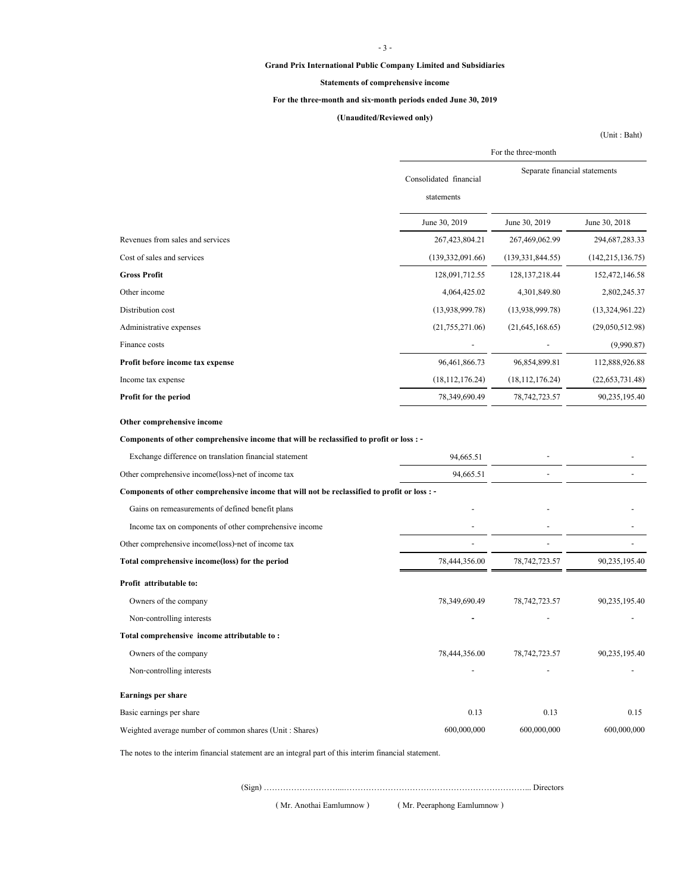**Grand Prix International Public Company Limited and Subsidiaries**

**Statements of comprehensive income**

**For the three-month and six-month periods ended June 30, 2019**

**(Unaudited/Reviewed only)**

(Unit : Baht)

| | For the three-month | | |
|---|---|---|---|
| | Consolidated financial statements | Separate financial statements | |
| | June 30, 2019 | June 30, 2019 | June 30, 2018 |
| Revenues from sales and services | 267,423,804.21 | 267,469,062.99 | 294,687,283.33 |
| Cost of sales and services | (139,332,091.66) | (139,331,844.55) | (142,215,136.75) |
| **Gross Profit** | 128,091,712.55 | 128,137,218.44 | 152,472,146.58 |
| Other income | 4,064,425.02 | 4,301,849.80 | 2,802,245.37 |
| Distribution cost | (13,938,999.78) | (13,938,999.78) | (13,324,961.22) |
| Administrative expenses | (21,755,271.06) | (21,645,168.65) | (29,050,512.98) |
| Finance costs | - | - | (9,990.87) |
| **Profit before income tax expense** | 96,461,866.73 | 96,854,899.81 | 112,888,926.88 |
| Income tax expense | (18,112,176.24) | (18,112,176.24) | (22,653,731.48) |
| **Profit for the period** | 78,349,690.49 | 78,742,723.57 | 90,235,195.40 |
| **Other comprehensive income** | | | |
| **Components of other comprehensive income that will be reclassified to profit or loss : -** | | | |
| Exchange difference on translation financial statement | 94,665.51 | - | - |
| Other comprehensive income(loss)-net of income tax | 94,665.51 | - | - |
| **Components of other comprehensive income that will not be reclassified to profit or loss : -** | | | |
| Gains on remeasurements of defined benefit plans | - | - | - |
| Income tax on components of other comprehensive income | - | - | - |
| Other comprehensive income(loss)-net of income tax | - | - | - |
| **Total comprehensive income(loss) for the period** | 78,444,356.00 | 78,742,723.57 | 90,235,195.40 |
| **Profit attributable to:** | | | |
| Owners of the company | 78,349,690.49 | 78,742,723.57 | 90,235,195.40 |
| Non-controlling interests | - | - | - |
| **Total comprehensive income attributable to :** | | | |
| Owners of the company | 78,444,356.00 | 78,742,723.57 | 90,235,195.40 |
| Non-controlling interests | - | - | - |
| **Earnings per share** | | | |
| Basic earnings per share | 0.13 | 0.13 | 0.15 |
| Weighted average number of common shares (Unit : Shares) | 600,000,000 | 600,000,000 | 600,000,000 |

The notes to the interim financial statement are an integral part of this interim financial statement.

(Sign) ……………………………………………………………………………………... Directors

( Mr. Anothai Eamlumnow ) ( Mr. Peeraphong Eamlumnow )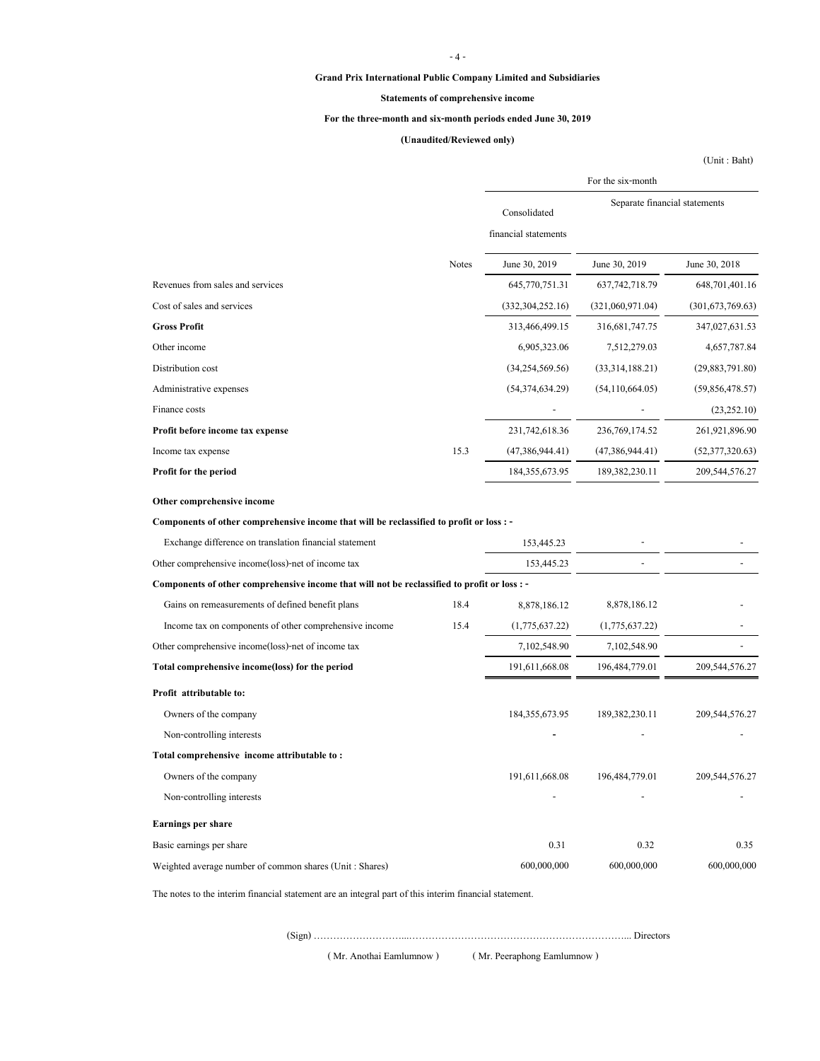**Grand Prix International Public Company Limited and Subsidiaries**

**Statements of comprehensive income**

**For the three-month and six-month periods ended June 30, 2019**

**(Unaudited/Reviewed only)**

(Unit : Baht)

| | Notes | For the six-month | | |
|---|---|---|---|---|
| | | Consolidated financial statements | Separate financial statements | |
| | | June 30, 2019 | June 30, 2019 | June 30, 2018 |
| Revenues from sales and services | | 645,770,751.31 | 637,742,718.79 | 648,701,401.16 |
| Cost of sales and services | | (332,304,252.16) | (321,060,971.04) | (301,673,769.63) |
| **Gross Profit** | | 313,466,499.15 | 316,681,747.75 | 347,027,631.53 |
| Other income | | 6,905,323.06 | 7,512,279.03 | 4,657,787.84 |
| Distribution cost | | (34,254,569.56) | (33,314,188.21) | (29,883,791.80) |
| Administrative expenses | | (54,374,634.29) | (54,110,664.05) | (59,856,478.57) |
| Finance costs | | - | - | (23,252.10) |
| **Profit before income tax expense** | | 231,742,618.36 | 236,769,174.52 | 261,921,896.90 |
| Income tax expense | 15.3 | (47,386,944.41) | (47,386,944.41) | (52,377,320.63) |
| **Profit for the period** | | 184,355,673.95 | 189,382,230.11 | 209,544,576.27 |
| **Other comprehensive income** | | | | |
| **Components of other comprehensive income that will be reclassified to profit or loss : -** | | | | |
| Exchange difference on translation financial statement | | 153,445.23 | - | - |
| Other comprehensive income(loss)-net of income tax | | 153,445.23 | - | - |
| **Components of other comprehensive income that will not be reclassified to profit or loss : -** | | | | |
| Gains on remeasurements of defined benefit plans | 18.4 | 8,878,186.12 | 8,878,186.12 | - |
| Income tax on components of other comprehensive income | 15.4 | (1,775,637.22) | (1,775,637.22) | - |
| Other comprehensive income(loss)-net of income tax | | 7,102,548.90 | 7,102,548.90 | - |
| **Total comprehensive income(loss) for the period** | | 191,611,668.08 | 196,484,779.01 | 209,544,576.27 |
| **Profit attributable to:** | | | | |
| Owners of the company | | 184,355,673.95 | 189,382,230.11 | 209,544,576.27 |
| Non-controlling interests | | - | - | - |
| **Total comprehensive income attributable to :** | | | | |
| Owners of the company | | 191,611,668.08 | 196,484,779.01 | 209,544,576.27 |
| Non-controlling interests | | - | - | - |
| **Earnings per share** | | | | |
| Basic earnings per share | | 0.31 | 0.32 | 0.35 |
| Weighted average number of common shares (Unit : Shares) | | 600,000,000 | 600,000,000 | 600,000,000 |

The notes to the interim financial statement are an integral part of this interim financial statement.

(Sign) ……………………....………………………………………………………... Directors

( Mr. Anothai Eamlumnow ) ( Mr. Peeraphong Eamlumnow )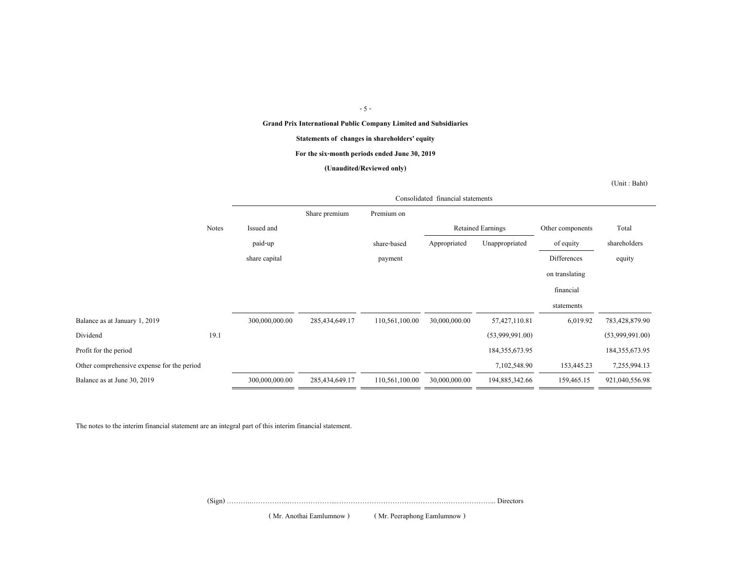**Grand Prix International Public Company Limited and Subsidiaries**

**Statements of changes in shareholders' equity**

**For the six-month periods ended June 30, 2019**

**(Unaudited/Reviewed only)**

(Unit : Baht)

| | Notes | Consolidated financial statements | | | | | | |
|---|---|---|---|---|---|---|---|---|
| | | Issued and paid-up share capital | Share premium | Premium on share-based payment | Retained Earnings | | Other components of equity | Total shareholders equity |
| | | | | | Appropriated | Unappropriated | Differences on translating financial statements | |
| Balance as at January 1, 2019 | | 300,000,000.00 | 285,434,649.17 | 110,561,100.00 | 30,000,000.00 | 57,427,110.81 | 6,019.92 | 783,428,879.90 |
| Dividend | 19.1 | | | | | (53,999,991.00) | | (53,999,991.00) |
| Profit for the period | | | | | | 184,355,673.95 | | 184,355,673.95 |
| Other comprehensive expense for the period | | | | | | 7,102,548.90 | 153,445.23 | 7,255,994.13 |
| Balance as at June 30, 2019 | | 300,000,000.00 | 285,434,649.17 | 110,561,100.00 | 30,000,000.00 | 194,885,342.66 | 159,465.15 | 921,040,556.98 |

The notes to the interim financial statement are an integral part of this interim financial statement.

(Sign) ………..……………...………………...…………………………………………………………... Directors

( Mr. Anothai Eamlumnow ) ( Mr. Peeraphong Eamlumnow )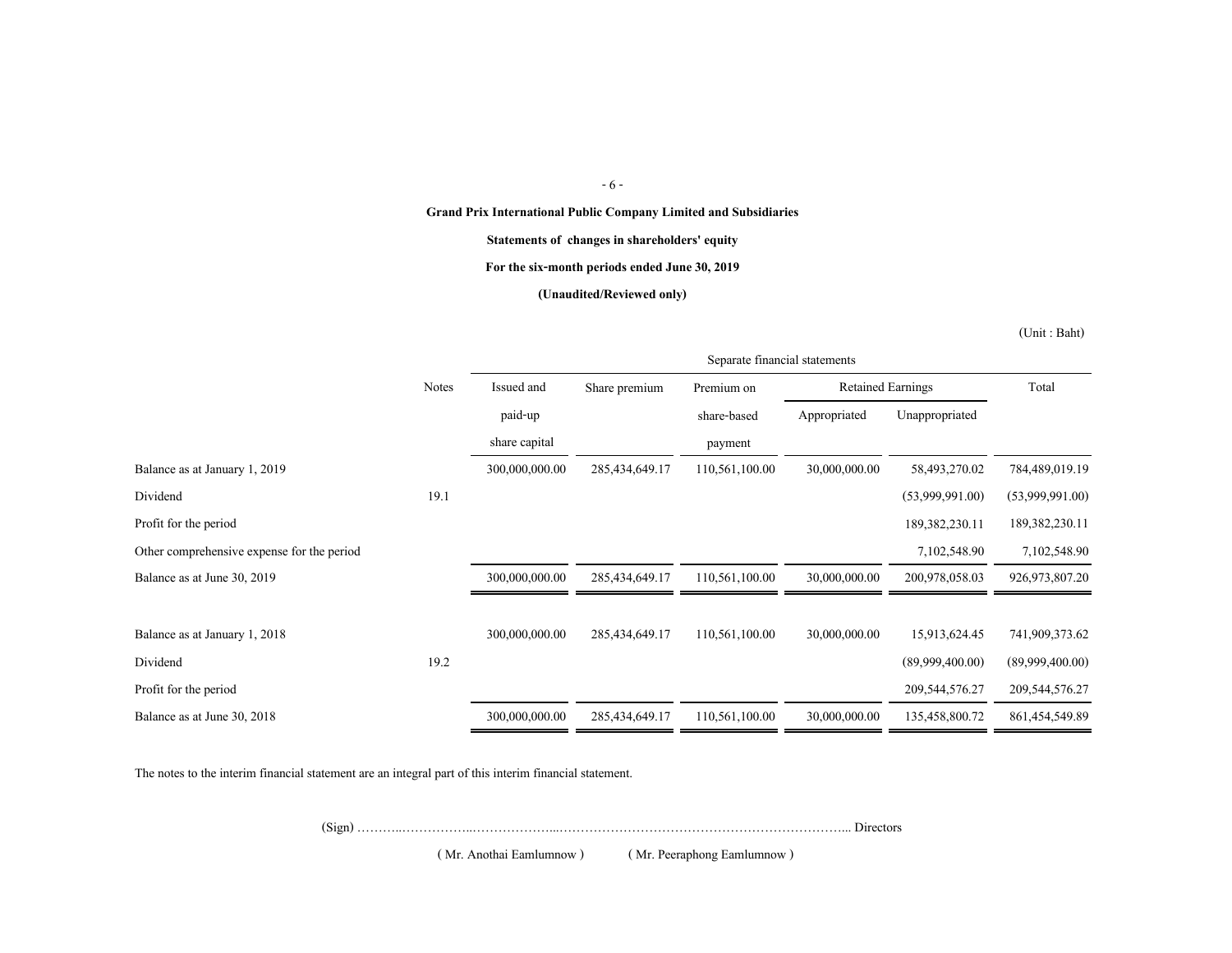**Grand Prix International Public Company Limited and Subsidiaries**

**Statements of changes in shareholders' equity**

**For the six-month periods ended June 30, 2019**

**(Unaudited/Reviewed only)**

(Unit : Baht)

| | Notes | Separate financial statements | | | | | |
|---|---|---|---|---|---|---|---|
| | | Issued and paid-up share capital | Share premium | Premium on share-based payment | Retained Earnings | | Total |
| | | | | | Appropriated | Unappropriated | |
| Balance as at January 1, 2019 | | 300,000,000.00 | 285,434,649.17 | 110,561,100.00 | 30,000,000.00 | 58,493,270.02 | 784,489,019.19 |
| Dividend | 19.1 | | | | | (53,999,991.00) | (53,999,991.00) |
| Profit for the period | | | | | | 189,382,230.11 | 189,382,230.11 |
| Other comprehensive expense for the period | | | | | | 7,102,548.90 | 7,102,548.90 |
| Balance as at June 30, 2019 | | 300,000,000.00 | 285,434,649.17 | 110,561,100.00 | 30,000,000.00 | 200,978,058.03 | 926,973,807.20 |
| | | | | | | | |
| Balance as at January 1, 2018 | | 300,000,000.00 | 285,434,649.17 | 110,561,100.00 | 30,000,000.00 | 15,913,624.45 | 741,909,373.62 |
| Dividend | 19.2 | | | | | (89,999,400.00) | (89,999,400.00) |
| Profit for the period | | | | | | 209,544,576.27 | 209,544,576.27 |
| Balance as at June 30, 2018 | | 300,000,000.00 | 285,434,649.17 | 110,561,100.00 | 30,000,000.00 | 135,458,800.72 | 861,454,549.89 |

The notes to the interim financial statement are an integral part of this interim financial statement.

(Sign) ………..……………..………………...…………………………………………………………... Directors

( Mr. Anothai Eamlumnow ) ( Mr. Peeraphong Eamlumnow )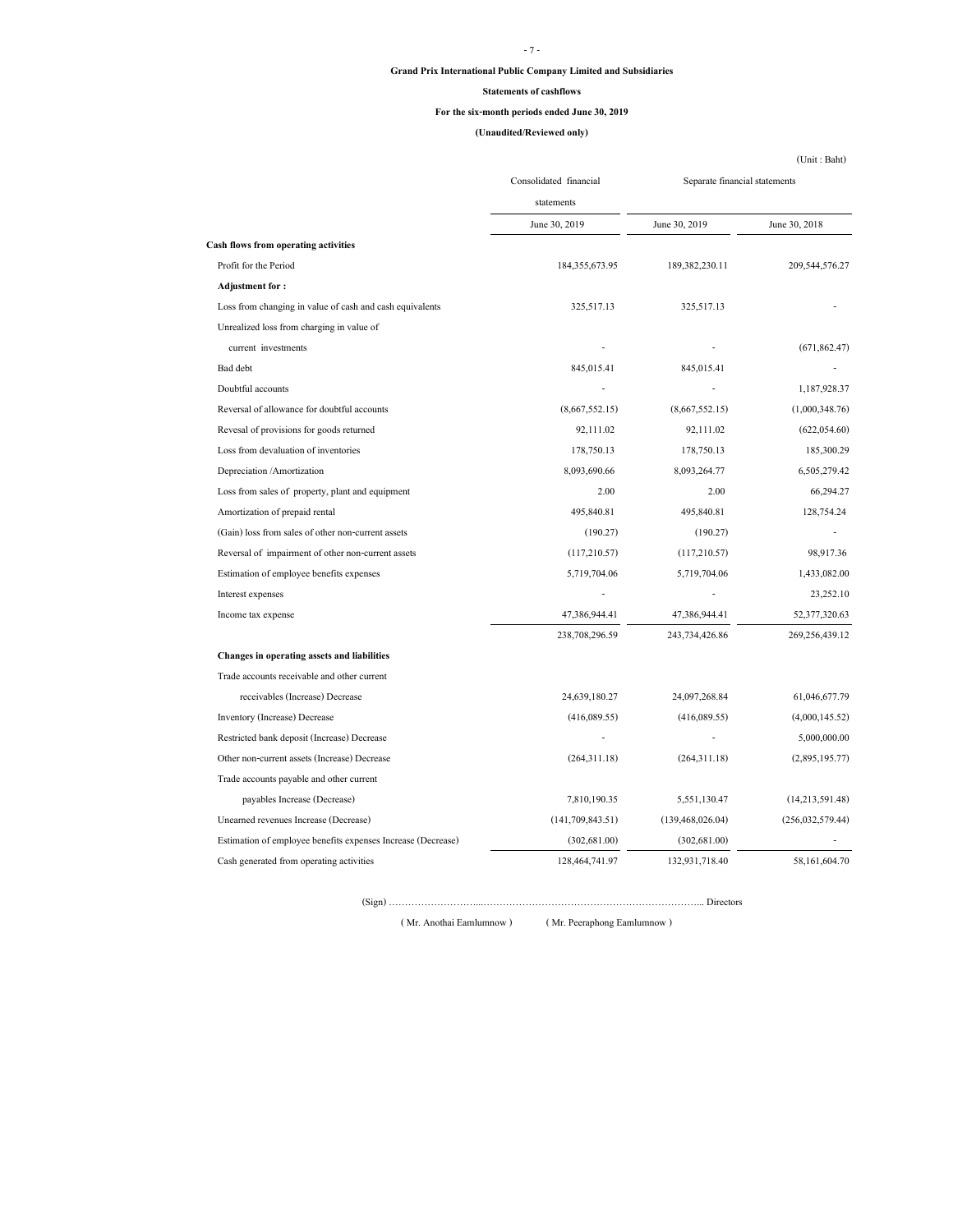**Grand Prix International Public Company Limited and Subsidiaries**

**Statements of cashflows**

**For the six-month periods ended June 30, 2019**

**(Unaudited/Reviewed only)**

(Unit : Baht)

| | Consolidated financial statements | Separate financial statements | |
|---|---|---|---|
| | June 30, 2019 | June 30, 2019 | June 30, 2018 |
| **Cash flows from operating activities** | | | |
| Profit for the Period | 184,355,673.95 | 189,382,230.11 | 209,544,576.27 |
| **Adjustment for :** | | | |
| Loss from changing in value of cash and cash equivalents | 325,517.13 | 325,517.13 | - |
| Unrealized loss from charging in value of | | | |
| current investments | - | - | (671,862.47) |
| Bad debt | 845,015.41 | 845,015.41 | - |
| Doubtful accounts | - | - | 1,187,928.37 |
| Reversal of allowance for doubtful accounts | (8,667,552.15) | (8,667,552.15) | (1,000,348.76) |
| Revesal of provisions for goods returned | 92,111.02 | 92,111.02 | (622,054.60) |
| Loss from devaluation of inventories | 178,750.13 | 178,750.13 | 185,300.29 |
| Depreciation /Amortization | 8,093,690.66 | 8,093,264.77 | 6,505,279.42 |
| Loss from sales of property, plant and equipment | 2.00 | 2.00 | 66,294.27 |
| Amortization of prepaid rental | 495,840.81 | 495,840.81 | 128,754.24 |
| (Gain) loss from sales of other non-current assets | (190.27) | (190.27) | - |
| Reversal of impairment of other non-current assets | (117,210.57) | (117,210.57) | 98,917.36 |
| Estimation of employee benefits expenses | 5,719,704.06 | 5,719,704.06 | 1,433,082.00 |
| Interest expenses | - | - | 23,252.10 |
| Income tax expense | 47,386,944.41 | 47,386,944.41 | 52,377,320.63 |
| | 238,708,296.59 | 243,734,426.86 | 269,256,439.12 |
| **Changes in operating assets and liabilities** | | | |
| Trade accounts receivable and other current | | | |
| receivables (Increase) Decrease | 24,639,180.27 | 24,097,268.84 | 61,046,677.79 |
| Inventory (Increase) Decrease | (416,089.55) | (416,089.55) | (4,000,145.52) |
| Restricted bank deposit (Increase) Decrease | - | - | 5,000,000.00 |
| Other non-current assets (Increase) Decrease | (264,311.18) | (264,311.18) | (2,895,195.77) |
| Trade accounts payable and other current | | | |
| payables Increase (Decrease) | 7,810,190.35 | 5,551,130.47 | (14,213,591.48) |
| Unearned revenues Increase (Decrease) | (141,709,843.51) | (139,468,026.04) | (256,032,579.44) |
| Estimation of employee benefits expenses Increase (Decrease) | (302,681.00) | (302,681.00) | - |
| Cash generated from operating activities | 128,464,741.97 | 132,931,718.40 | 58,161,604.70 |

(Sign) ………………………...……………………………………………………….... Directors

( Mr. Anothai Eamlumnow ) ( Mr. Peeraphong Eamlumnow )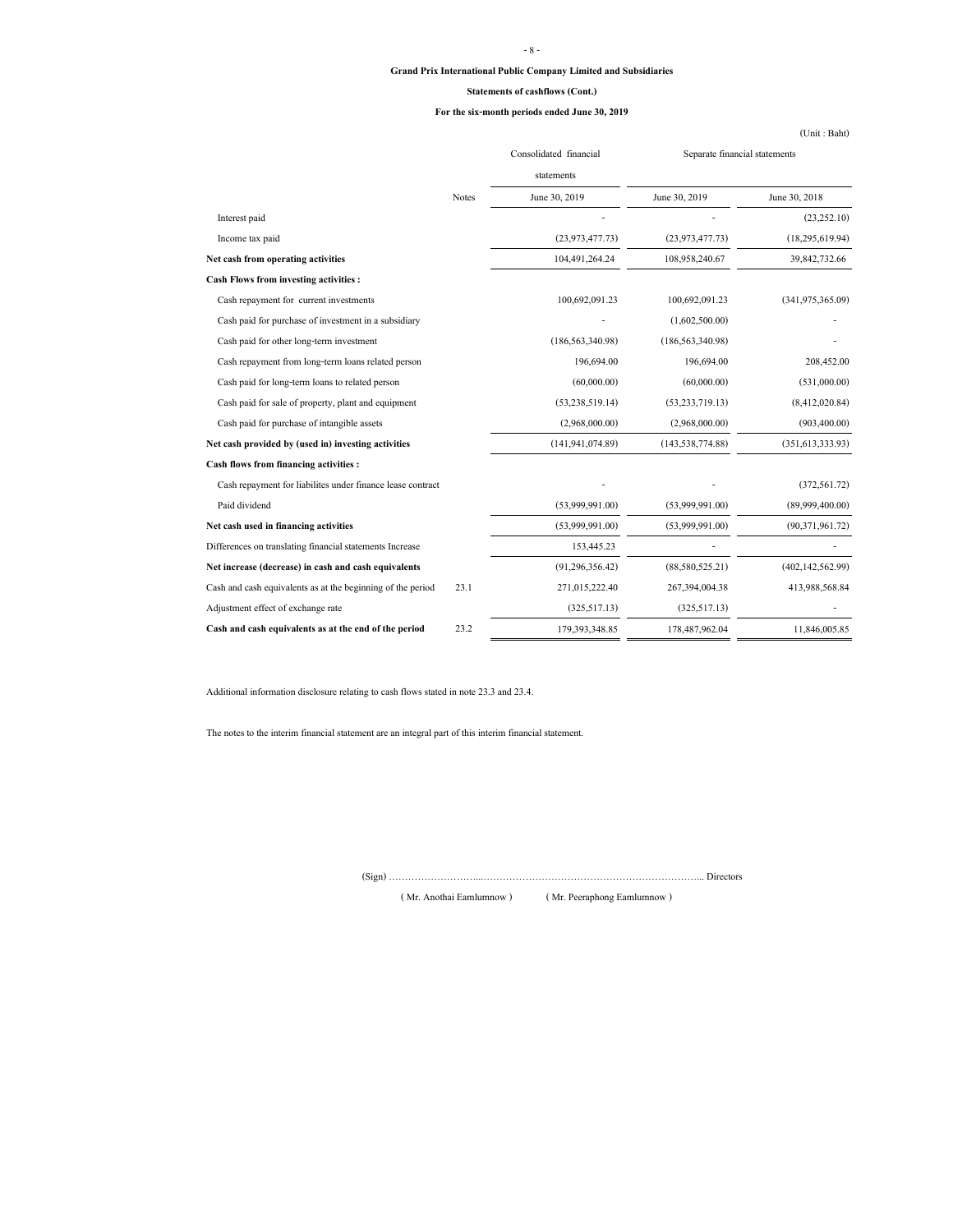**Grand Prix International Public Company Limited and Subsidiaries**

**Statements of cashflows (Cont.)**

**For the six-month periods ended June 30, 2019**

(Unit : Baht)

| | Notes | Consolidated financial statements | Separate financial statements | |
|---|---|---|---|---|
| | | June 30, 2019 | June 30, 2019 | June 30, 2018 |
| Interest paid | | - | - | (23,252.10) |
| Income tax paid | | (23,973,477.73) | (23,973,477.73) | (18,295,619.94) |
| **Net cash from operating activities** | | 104,491,264.24 | 108,958,240.67 | 39,842,732.66 |
| **Cash Flows from investing activities :** | | | | |
| Cash repayment for current investments | | 100,692,091.23 | 100,692,091.23 | (341,975,365.09) |
| Cash paid for purchase of investment in a subsidiary | | - | (1,602,500.00) | - |
| Cash paid for other long-term investment | | (186,563,340.98) | (186,563,340.98) | - |
| Cash repayment from long-term loans related person | | 196,694.00 | 196,694.00 | 208,452.00 |
| Cash paid for long-term loans to related person | | (60,000.00) | (60,000.00) | (531,000.00) |
| Cash paid for sale of property, plant and equipment | | (53,238,519.14) | (53,233,719.13) | (8,412,020.84) |
| Cash paid for purchase of intangible assets | | (2,968,000.00) | (2,968,000.00) | (903,400.00) |
| **Net cash provided by (used in) investing activities** | | (141,941,074.89) | (143,538,774.88) | (351,613,333.93) |
| **Cash flows from financing activities :** | | | | |
| Cash repayment for liabilites under finance lease contract | | - | - | (372,561.72) |
| Paid dividend | | (53,999,991.00) | (53,999,991.00) | (89,999,400.00) |
| **Net cash used in financing activities** | | (53,999,991.00) | (53,999,991.00) | (90,371,961.72) |
| Differences on translating financial statements Increase | | 153,445.23 | - | - |
| **Net increase (decrease) in cash and cash equivalents** | | (91,296,356.42) | (88,580,525.21) | (402,142,562.99) |
| Cash and cash equivalents as at the beginning of the period | 23.1 | 271,015,222.40 | 267,394,004.38 | 413,988,568.84 |
| Adjustment effect of exchange rate | | (325,517.13) | (325,517.13) | - |
| **Cash and cash equivalents as at the end of the period** | 23.2 | 179,393,348.85 | 178,487,962.04 | 11,846,005.85 |

Additional information disclosure relating to cash flows stated in note 23.3 and 23.4.

The notes to the interim financial statement are an integral part of this interim financial statement.

(Sign) ………………………....……………………………………………………….. Directors

( Mr. Anothai Eamlumnow ) ( Mr. Peeraphong Eamlumnow )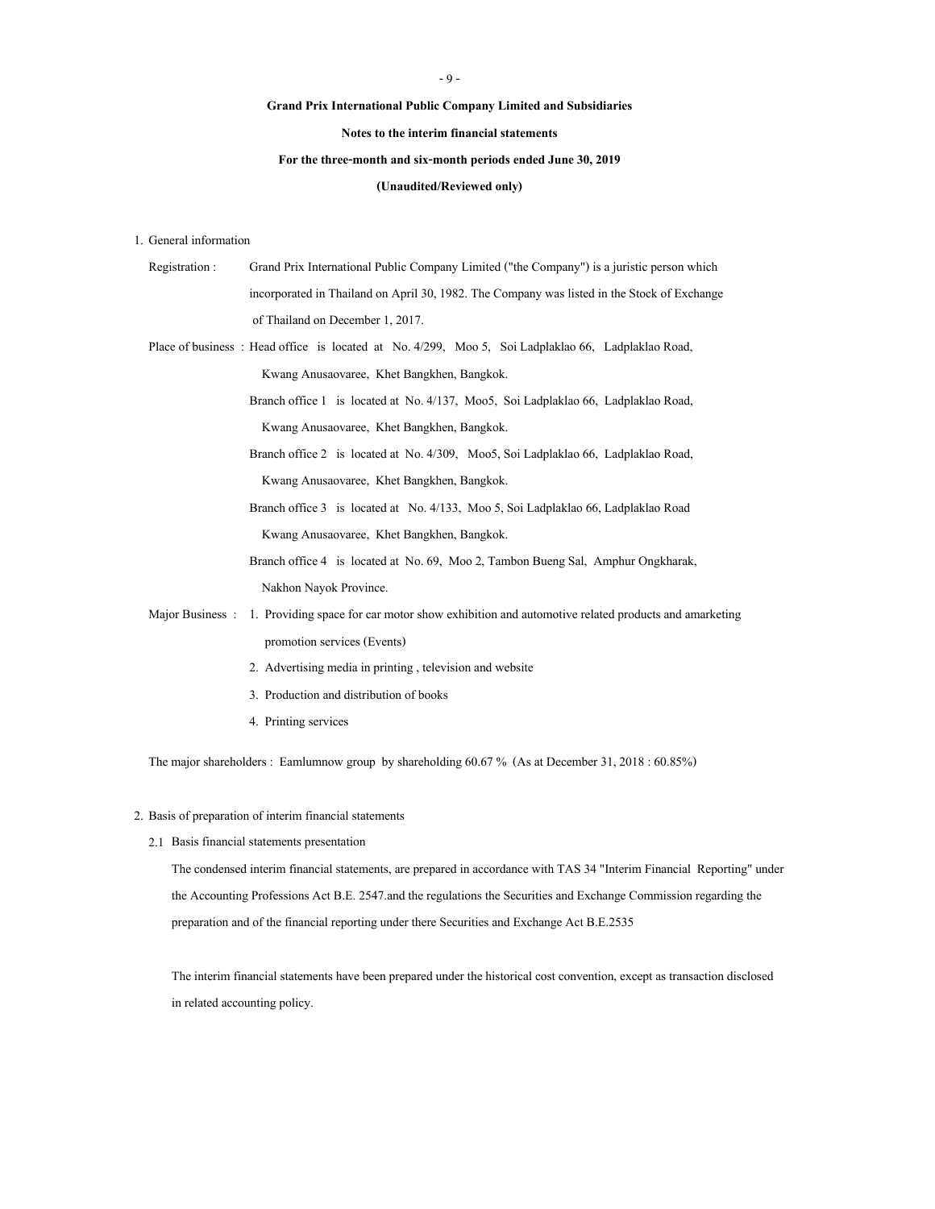**Grand Prix International Public Company Limited and Subsidiaries**

**Notes to the interim financial statements**

**For the three-month and six-month periods ended June 30, 2019**

**(Unaudited/Reviewed only)**

1. General information

Registration : Grand Prix International Public Company Limited ("the Company") is a juristic person which incorporated in Thailand on April 30, 1982. The Company was listed in the Stock of Exchange of Thailand on December 1, 2017.

Place of business : Head office is located at No. 4/299, Moo 5, Soi Ladplaklao 66, Ladplaklao Road, Kwang Anusaovaree, Khet Bangkhen, Bangkok.

Branch office 1 is located at No. 4/137, Moo5, Soi Ladplaklao 66, Ladplaklao Road, Kwang Anusaovaree, Khet Bangkhen, Bangkok.

Branch office 2 is located at No. 4/309, Moo5, Soi Ladplaklao 66, Ladplaklao Road, Kwang Anusaovaree, Khet Bangkhen, Bangkok.

Branch office 3 is located at No. 4/133, Moo 5, Soi Ladplaklao 66, Ladplaklao Road Kwang Anusaovaree, Khet Bangkhen, Bangkok.

Branch office 4 is located at No. 69, Moo 2, Tambon Bueng Sal, Amphur Ongkharak, Nakhon Nayok Province.

Major Business :
1. Providing space for car motor show exhibition and automotive related products and amarketing promotion services (Events)
2. Advertising media in printing , television and website
3. Production and distribution of books
4. Printing services

The major shareholders : Eamlumnow group by shareholding 60.67 % (As at December 31, 2018 : 60.85%)

2. Basis of preparation of interim financial statements

2.1 Basis financial statements presentation

The condensed interim financial statements, are prepared in accordance with TAS 34 "Interim Financial Reporting" under the Accounting Professions Act B.E. 2547.and the regulations the Securities and Exchange Commission regarding the preparation and of the financial reporting under there Securities and Exchange Act B.E.2535

The interim financial statements have been prepared under the historical cost convention, except as transaction disclosed in related accounting policy.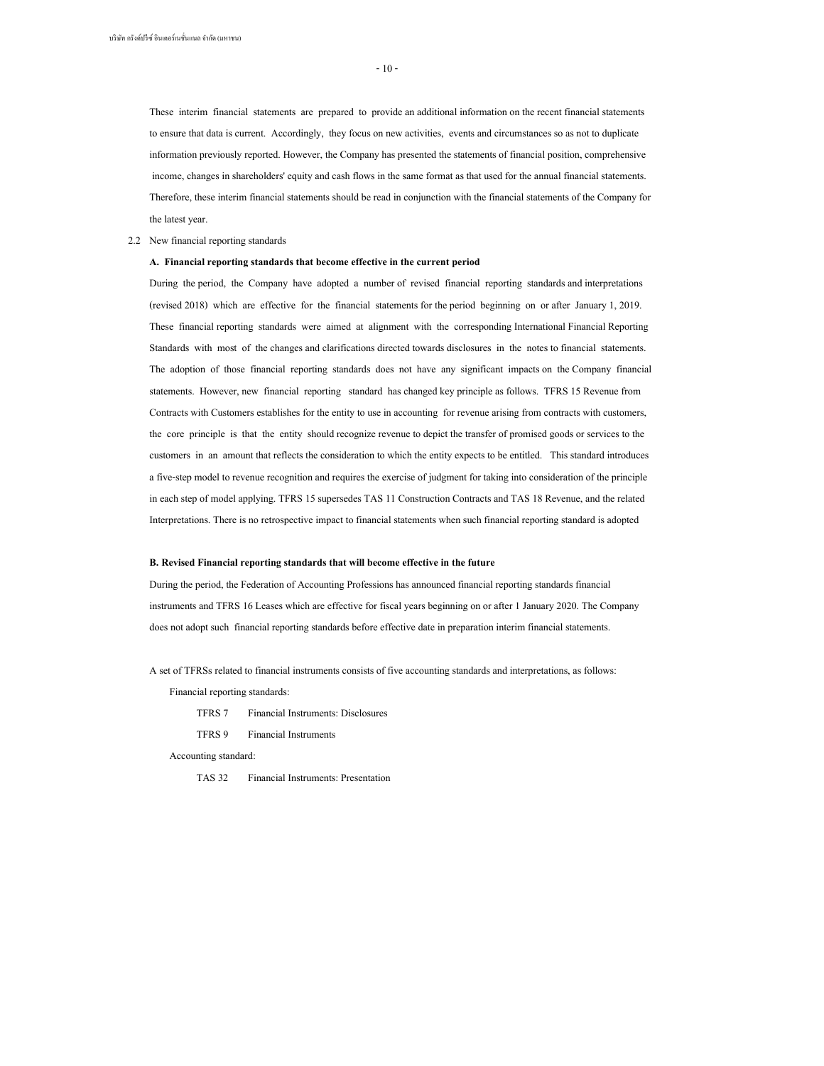These interim financial statements are prepared to provide an additional information on the recent financial statements to ensure that data is current. Accordingly, they focus on new activities, events and circumstances so as not to duplicate information previously reported. However, the Company has presented the statements of financial position, comprehensive income, changes in shareholders' equity and cash flows in the same format as that used for the annual financial statements. Therefore, these interim financial statements should be read in conjunction with the financial statements of the Company for the latest year.

2.2 New financial reporting standards

**A. Financial reporting standards that become effective in the current period**

During the period, the Company have adopted a number of revised financial reporting standards and interpretations (revised 2018) which are effective for the financial statements for the period beginning on or after January 1, 2019. These financial reporting standards were aimed at alignment with the corresponding International Financial Reporting Standards with most of the changes and clarifications directed towards disclosures in the notes to financial statements. The adoption of those financial reporting standards does not have any significant impacts on the Company financial statements. However, new financial reporting standard has changed key principle as follows. TFRS 15 Revenue from Contracts with Customers establishes for the entity to use in accounting for revenue arising from contracts with customers, the core principle is that the entity should recognize revenue to depict the transfer of promised goods or services to the customers in an amount that reflects the consideration to which the entity expects to be entitled. This standard introduces a five-step model to revenue recognition and requires the exercise of judgment for taking into consideration of the principle in each step of model applying. TFRS 15 supersedes TAS 11 Construction Contracts and TAS 18 Revenue, and the related Interpretations. There is no retrospective impact to financial statements when such financial reporting standard is adopted

**B. Revised Financial reporting standards that will become effective in the future**

During the period, the Federation of Accounting Professions has announced financial reporting standards financial instruments and TFRS 16 Leases which are effective for fiscal years beginning on or after 1 January 2020. The Company does not adopt such financial reporting standards before effective date in preparation interim financial statements.

A set of TFRSs related to financial instruments consists of five accounting standards and interpretations, as follows:

Financial reporting standards:

- TFRS 7 Financial Instruments: Disclosures
- TFRS 9 Financial Instruments

Accounting standard:

- TAS 32 Financial Instruments: Presentation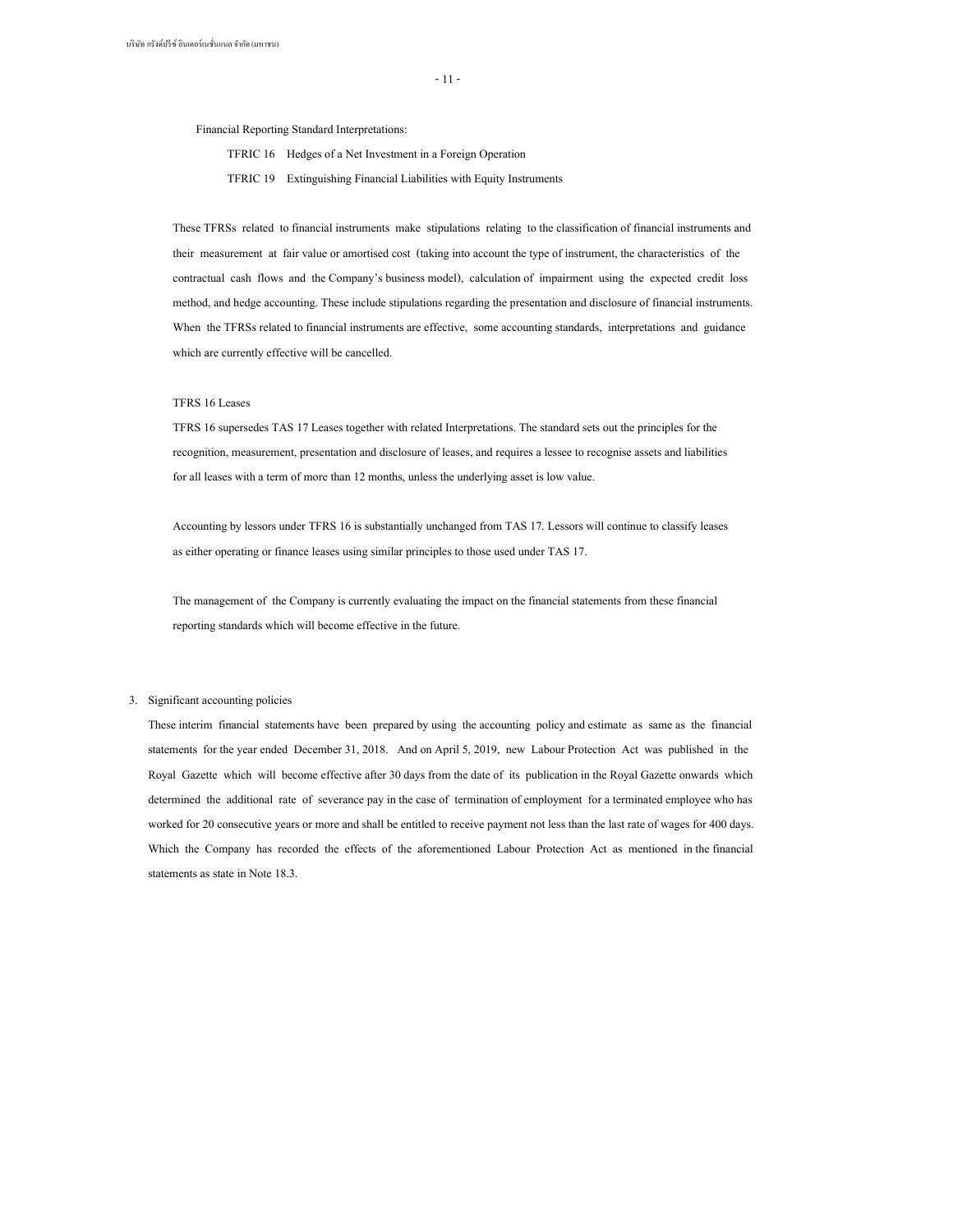Financial Reporting Standard Interpretations:

TFRIC 16 Hedges of a Net Investment in a Foreign Operation

TFRIC 19 Extinguishing Financial Liabilities with Equity Instruments

These TFRSs related to financial instruments make stipulations relating to the classification of financial instruments and their measurement at fair value or amortised cost (taking into account the type of instrument, the characteristics of the contractual cash flows and the Company's business model), calculation of impairment using the expected credit loss method, and hedge accounting. These include stipulations regarding the presentation and disclosure of financial instruments. When the TFRSs related to financial instruments are effective, some accounting standards, interpretations and guidance which are currently effective will be cancelled.

TFRS 16 Leases

TFRS 16 supersedes TAS 17 Leases together with related Interpretations. The standard sets out the principles for the recognition, measurement, presentation and disclosure of leases, and requires a lessee to recognise assets and liabilities for all leases with a term of more than 12 months, unless the underlying asset is low value.

Accounting by lessors under TFRS 16 is substantially unchanged from TAS 17. Lessors will continue to classify leases as either operating or finance leases using similar principles to those used under TAS 17.

The management of the Company is currently evaluating the impact on the financial statements from these financial reporting standards which will become effective in the future.

3. Significant accounting policies

These interim financial statements have been prepared by using the accounting policy and estimate as same as the financial statements for the year ended December 31, 2018. And on April 5, 2019, new Labour Protection Act was published in the Royal Gazette which will become effective after 30 days from the date of its publication in the Royal Gazette onwards which determined the additional rate of severance pay in the case of termination of employment for a terminated employee who has worked for 20 consecutive years or more and shall be entitled to receive payment not less than the last rate of wages for 400 days. Which the Company has recorded the effects of the aforementioned Labour Protection Act as mentioned in the financial statements as state in Note 18.3.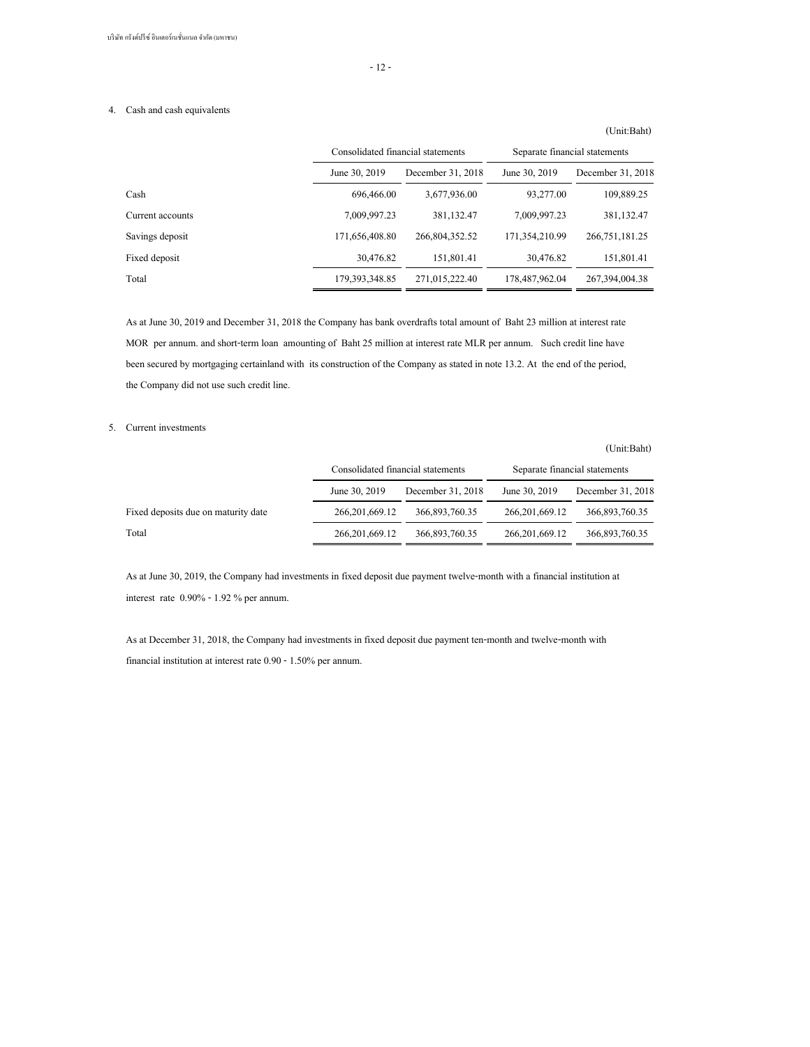4. Cash and cash equivalents

(Unit:Baht)

| | Consolidated financial statements | | Separate financial statements | |
|---|---|---|---|---|
| | June 30, 2019 | December 31, 2018 | June 30, 2019 | December 31, 2018 |
| Cash | 696,466.00 | 3,677,936.00 | 93,277.00 | 109,889.25 |
| Current accounts | 7,009,997.23 | 381,132.47 | 7,009,997.23 | 381,132.47 |
| Savings deposit | 171,656,408.80 | 266,804,352.52 | 171,354,210.99 | 266,751,181.25 |
| Fixed deposit | 30,476.82 | 151,801.41 | 30,476.82 | 151,801.41 |
| Total | 179,393,348.85 | 271,015,222.40 | 178,487,962.04 | 267,394,004.38 |

As at June 30, 2019 and December 31, 2018 the Company has bank overdrafts total amount of Baht 23 million at interest rate MOR per annum. and short-term loan amounting of Baht 25 million at interest rate MLR per annum. Such credit line have been secured by mortgaging certainland with its construction of the Company as stated in note 13.2. At the end of the period, the Company did not use such credit line.

5. Current investments

(Unit:Baht)

| | Consolidated financial statements | | Separate financial statements | |
|---|---|---|---|---|
| | June 30, 2019 | December 31, 2018 | June 30, 2019 | December 31, 2018 |
| Fixed deposits due on maturity date | 266,201,669.12 | 366,893,760.35 | 266,201,669.12 | 366,893,760.35 |
| Total | 266,201,669.12 | 366,893,760.35 | 266,201,669.12 | 366,893,760.35 |

As at June 30, 2019, the Company had investments in fixed deposit due payment twelve-month with a financial institution at interest rate 0.90% - 1.92 % per annum.

As at December 31, 2018, the Company had investments in fixed deposit due payment ten-month and twelve-month with financial institution at interest rate 0.90 - 1.50% per annum.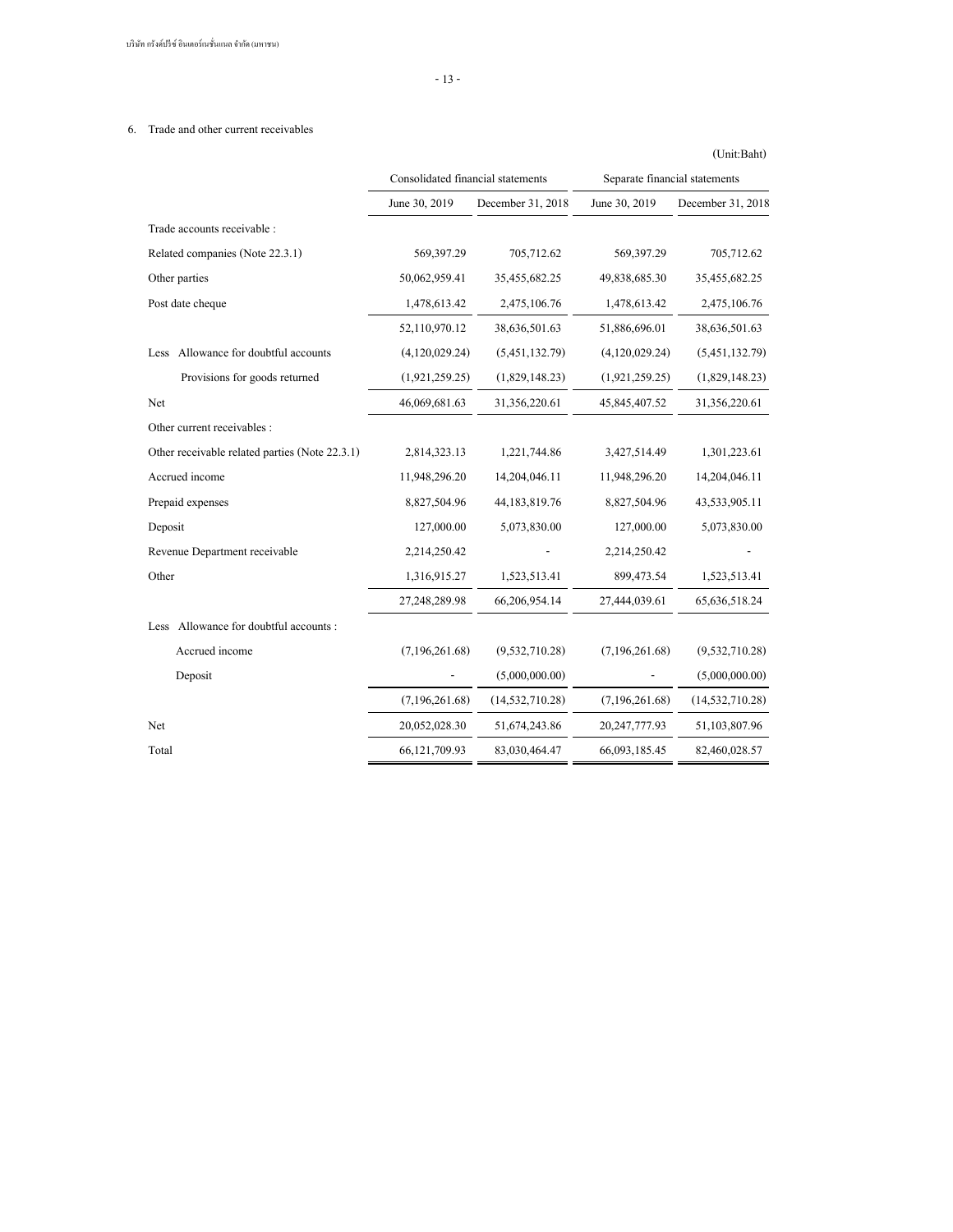## 6. Trade and other current receivables

(Unit:Baht)

| | Consolidated financial statements | | Separate financial statements | |
|---|---|---|---|---|
| | June 30, 2019 | December 31, 2018 | June 30, 2019 | December 31, 2018 |
| Trade accounts receivable : | | | | |
| Related companies (Note 22.3.1) | 569,397.29 | 705,712.62 | 569,397.29 | 705,712.62 |
| Other parties | 50,062,959.41 | 35,455,682.25 | 49,838,685.30 | 35,455,682.25 |
| Post date cheque | 1,478,613.42 | 2,475,106.76 | 1,478,613.42 | 2,475,106.76 |
| | 52,110,970.12 | 38,636,501.63 | 51,886,696.01 | 38,636,501.63 |
| Less Allowance for doubtful accounts | (4,120,029.24) | (5,451,132.79) | (4,120,029.24) | (5,451,132.79) |
| Provisions for goods returned | (1,921,259.25) | (1,829,148.23) | (1,921,259.25) | (1,829,148.23) |
| Net | 46,069,681.63 | 31,356,220.61 | 45,845,407.52 | 31,356,220.61 |
| Other current receivables : | | | | |
| Other receivable related parties (Note 22.3.1) | 2,814,323.13 | 1,221,744.86 | 3,427,514.49 | 1,301,223.61 |
| Accrued income | 11,948,296.20 | 14,204,046.11 | 11,948,296.20 | 14,204,046.11 |
| Prepaid expenses | 8,827,504.96 | 44,183,819.76 | 8,827,504.96 | 43,533,905.11 |
| Deposit | 127,000.00 | 5,073,830.00 | 127,000.00 | 5,073,830.00 |
| Revenue Department receivable | 2,214,250.42 | - | 2,214,250.42 | - |
| Other | 1,316,915.27 | 1,523,513.41 | 899,473.54 | 1,523,513.41 |
| | 27,248,289.98 | 66,206,954.14 | 27,444,039.61 | 65,636,518.24 |
| Less Allowance for doubtful accounts : | | | | |
| Accrued income | (7,196,261.68) | (9,532,710.28) | (7,196,261.68) | (9,532,710.28) |
| Deposit | - | (5,000,000.00) | - | (5,000,000.00) |
| | (7,196,261.68) | (14,532,710.28) | (7,196,261.68) | (14,532,710.28) |
| Net | 20,052,028.30 | 51,674,243.86 | 20,247,777.93 | 51,103,807.96 |
| Total | 66,121,709.93 | 83,030,464.47 | 66,093,185.45 | 82,460,028.57 |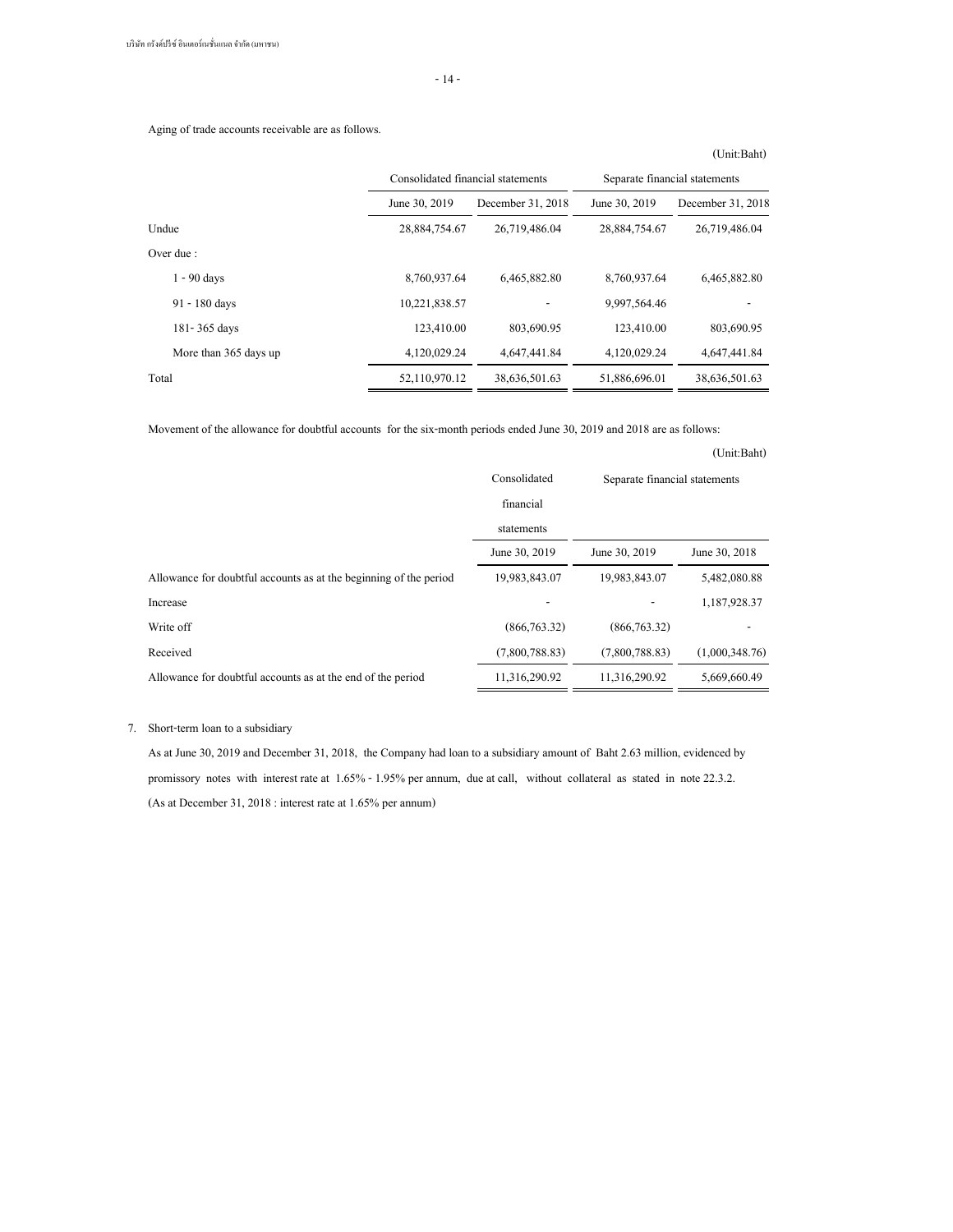Aging of trade accounts receivable are as follows.

(Unit:Baht)

| | Consolidated financial statements | | Separate financial statements | |
|---|---|---|---|---|
| | June 30, 2019 | December 31, 2018 | June 30, 2019 | December 31, 2018 |
| Undue | 28,884,754.67 | 26,719,486.04 | 28,884,754.67 | 26,719,486.04 |
| Over due : | | | | |
| 1 - 90 days | 8,760,937.64 | 6,465,882.80 | 8,760,937.64 | 6,465,882.80 |
| 91 - 180 days | 10,221,838.57 | - | 9,997,564.46 | - |
| 181- 365 days | 123,410.00 | 803,690.95 | 123,410.00 | 803,690.95 |
| More than 365 days up | 4,120,029.24 | 4,647,441.84 | 4,120,029.24 | 4,647,441.84 |
| Total | 52,110,970.12 | 38,636,501.63 | 51,886,696.01 | 38,636,501.63 |

Movement of the allowance for doubtful accounts for the six-month periods ended June 30, 2019 and 2018 are as follows:

(Unit:Baht)

| | Consolidated financial statements | Separate financial statements | |
|---|---|---|---|
| | June 30, 2019 | June 30, 2019 | June 30, 2018 |
| Allowance for doubtful accounts as at the beginning of the period | 19,983,843.07 | 19,983,843.07 | 5,482,080.88 |
| Increase | - | - | 1,187,928.37 |
| Write off | (866,763.32) | (866,763.32) | - |
| Received | (7,800,788.83) | (7,800,788.83) | (1,000,348.76) |
| Allowance for doubtful accounts as at the end of the period | 11,316,290.92 | 11,316,290.92 | 5,669,660.49 |

7. Short-term loan to a subsidiary

As at June 30, 2019 and December 31, 2018, the Company had loan to a subsidiary amount of Baht 2.63 million, evidenced by promissory notes with interest rate at 1.65% - 1.95% per annum, due at call, without collateral as stated in note 22.3.2. (As at December 31, 2018 : interest rate at 1.65% per annum)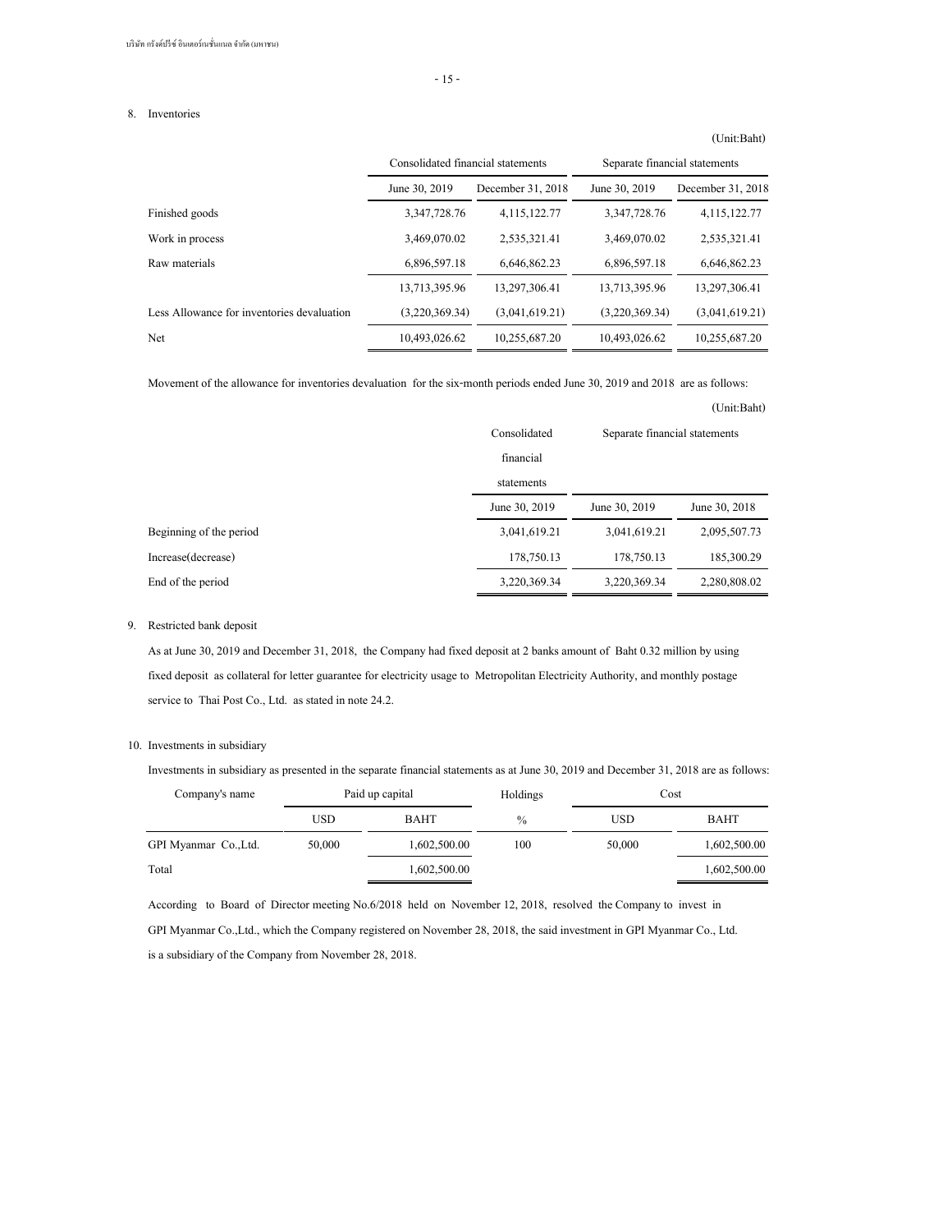## 8. Inventories

(Unit:Baht)

| | Consolidated financial statements | | Separate financial statements | |
|---|---|---|---|---|
| | June 30, 2019 | December 31, 2018 | June 30, 2019 | December 31, 2018 |
| Finished goods | 3,347,728.76 | 4,115,122.77 | 3,347,728.76 | 4,115,122.77 |
| Work in process | 3,469,070.02 | 2,535,321.41 | 3,469,070.02 | 2,535,321.41 |
| Raw materials | 6,896,597.18 | 6,646,862.23 | 6,896,597.18 | 6,646,862.23 |
| | 13,713,395.96 | 13,297,306.41 | 13,713,395.96 | 13,297,306.41 |
| Less Allowance for inventories devaluation | (3,220,369.34) | (3,041,619.21) | (3,220,369.34) | (3,041,619.21) |
| Net | 10,493,026.62 | 10,255,687.20 | 10,493,026.62 | 10,255,687.20 |

Movement of the allowance for inventories devaluation for the six-month periods ended June 30, 2019 and 2018 are as follows:

(Unit:Baht)

| | Consolidated financial statements | Separate financial statements | |
|---|---|---|---|
| | June 30, 2019 | June 30, 2019 | June 30, 2018 |
| Beginning of the period | 3,041,619.21 | 3,041,619.21 | 2,095,507.73 |
| Increase(decrease) | 178,750.13 | 178,750.13 | 185,300.29 |
| End of the period | 3,220,369.34 | 3,220,369.34 | 2,280,808.02 |

## 9. Restricted bank deposit

As at June 30, 2019 and December 31, 2018, the Company had fixed deposit at 2 banks amount of Baht 0.32 million by using fixed deposit as collateral for letter guarantee for electricity usage to Metropolitan Electricity Authority, and monthly postage service to Thai Post Co., Ltd. as stated in note 24.2.

## 10. Investments in subsidiary

Investments in subsidiary as presented in the separate financial statements as at June 30, 2019 and December 31, 2018 are as follows:

| Company's name | Paid up capital | | Holdings | Cost | |
|---|---|---|---|---|---|
| | USD | BAHT | % | USD | BAHT |
| GPI Myanmar Co.,Ltd. | 50,000 | 1,602,500.00 | 100 | 50,000 | 1,602,500.00 |
| Total | | 1,602,500.00 | | | 1,602,500.00 |

According to Board of Director meeting No.6/2018 held on November 12, 2018, resolved the Company to invest in GPI Myanmar Co.,Ltd., which the Company registered on November 28, 2018, the said investment in GPI Myanmar Co., Ltd. is a subsidiary of the Company from November 28, 2018.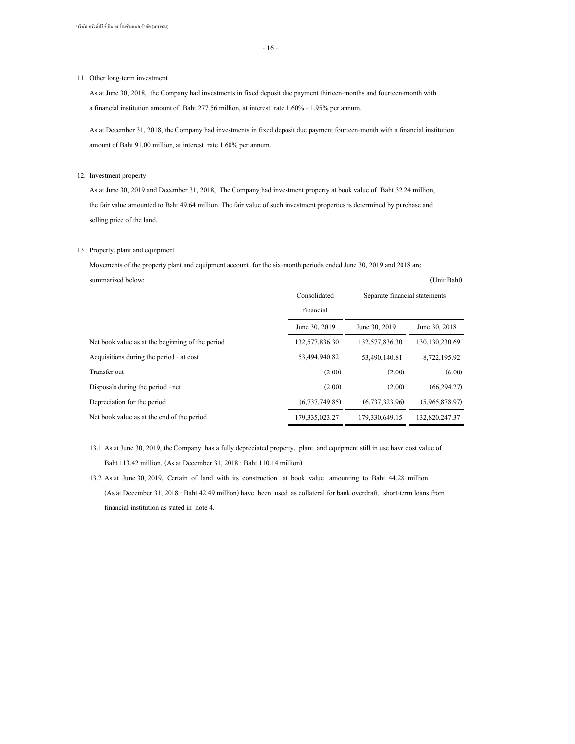11. Other long-term investment

As at June 30, 2018, the Company had investments in fixed deposit due payment thirteen-months and fourteen-month with a financial institution amount of Baht 277.56 million, at interest rate 1.60% - 1.95% per annum.

As at December 31, 2018, the Company had investments in fixed deposit due payment fourteen-month with a financial institution amount of Baht 91.00 million, at interest rate 1.60% per annum.

12. Investment property

As at June 30, 2019 and December 31, 2018, The Company had investment property at book value of Baht 32.24 million, the fair value amounted to Baht 49.64 million. The fair value of such investment properties is determined by purchase and selling price of the land.

13. Property, plant and equipment

Movements of the property plant and equipment account for the six-month periods ended June 30, 2019 and 2018 are summarized below:

(Unit:Baht)

| | Consolidated financial | Separate financial statements | |
|---|---|---|---|
| | June 30, 2019 | June 30, 2019 | June 30, 2018 |
| Net book value as at the beginning of the period | 132,577,836.30 | 132,577,836.30 | 130,130,230.69 |
| Acquisitions during the period - at cost | 53,494,940.82 | 53,490,140.81 | 8,722,195.92 |
| Transfer out | (2.00) | (2.00) | (6.00) |
| Disposals during the period - net | (2.00) | (2.00) | (66,294.27) |
| Depreciation for the period | (6,737,749.85) | (6,737,323.96) | (5,965,878.97) |
| Net book value as at the end of the period | 179,335,023.27 | 179,330,649.15 | 132,820,247.37 |

13.1 As at June 30, 2019, the Company has a fully depreciated property, plant and equipment still in use have cost value of Baht 113.42 million. (As at December 31, 2018 : Baht 110.14 million)

13.2 As at June 30, 2019, Certain of land with its construction at book value amounting to Baht 44.28 million (As at December 31, 2018 : Baht 42.49 million) have been used as collateral for bank overdraft, short-term loans from financial institution as stated in note 4.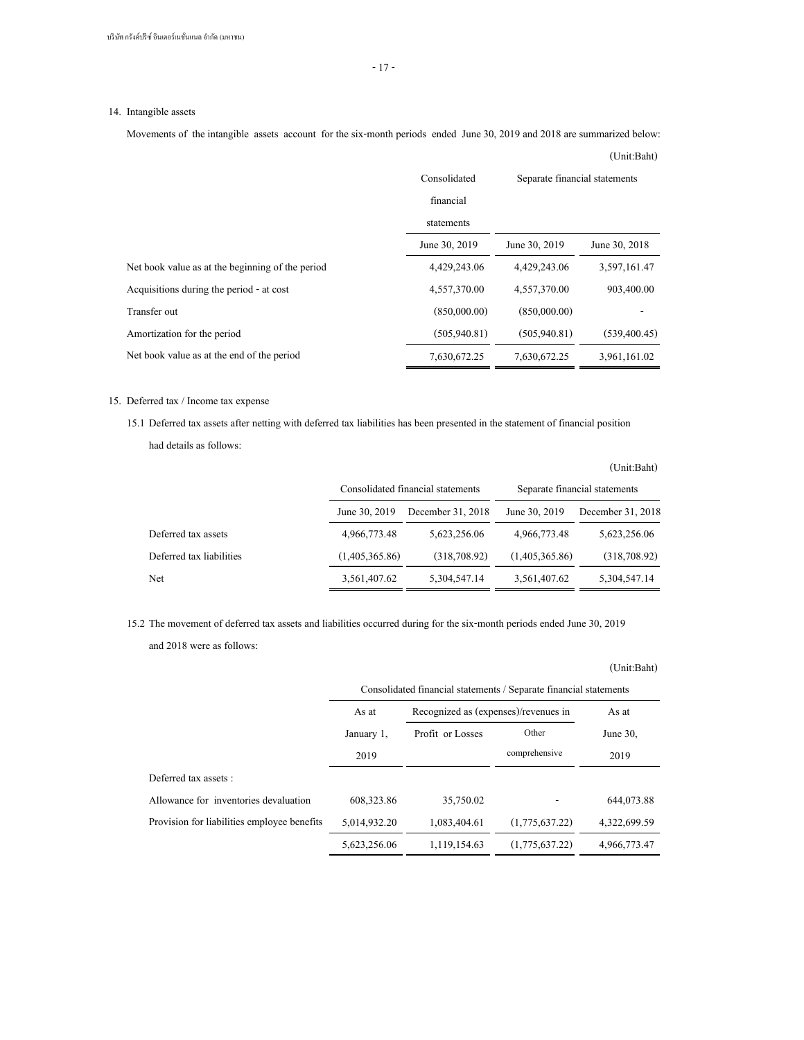## 14. Intangible assets

Movements of the intangible assets account for the six-month periods ended June 30, 2019 and 2018 are summarized below:

(Unit:Baht)

| | Consolidated financial statements | Separate financial statements | |
|---|---|---|---|
| | June 30, 2019 | June 30, 2019 | June 30, 2018 |
| Net book value as at the beginning of the period | 4,429,243.06 | 4,429,243.06 | 3,597,161.47 |
| Acquisitions during the period - at cost | 4,557,370.00 | 4,557,370.00 | 903,400.00 |
| Transfer out | (850,000.00) | (850,000.00) | - |
| Amortization for the period | (505,940.81) | (505,940.81) | (539,400.45) |
| Net book value as at the end of the period | 7,630,672.25 | 7,630,672.25 | 3,961,161.02 |

## 15. Deferred tax / Income tax expense

15.1 Deferred tax assets after netting with deferred tax liabilities has been presented in the statement of financial position had details as follows:

(Unit:Baht)

| | Consolidated financial statements | | Separate financial statements | |
|---|---|---|---|---|
| | June 30, 2019 | December 31, 2018 | June 30, 2019 | December 31, 2018 |
| Deferred tax assets | 4,966,773.48 | 5,623,256.06 | 4,966,773.48 | 5,623,256.06 |
| Deferred tax liabilities | (1,405,365.86) | (318,708.92) | (1,405,365.86) | (318,708.92) |
| Net | 3,561,407.62 | 5,304,547.14 | 3,561,407.62 | 5,304,547.14 |

15.2 The movement of deferred tax assets and liabilities occurred during for the six-month periods ended June 30, 2019 and 2018 were as follows:

(Unit:Baht)

| | Consolidated financial statements / Separate financial statements | | | |
|---|---|---|---|---|
| | As at January 1, 2019 | Recognized as (expenses)/revenues in | | As at June 30, 2019 |
| | | Profit or Losses | Other comprehensive | |
| Deferred tax assets : | | | | |
| Allowance for inventories devaluation | 608,323.86 | 35,750.02 | - | 644,073.88 |
| Provision for liabilities employee benefits | 5,014,932.20 | 1,083,404.61 | (1,775,637.22) | 4,322,699.59 |
| | 5,623,256.06 | 1,119,154.63 | (1,775,637.22) | 4,966,773.47 |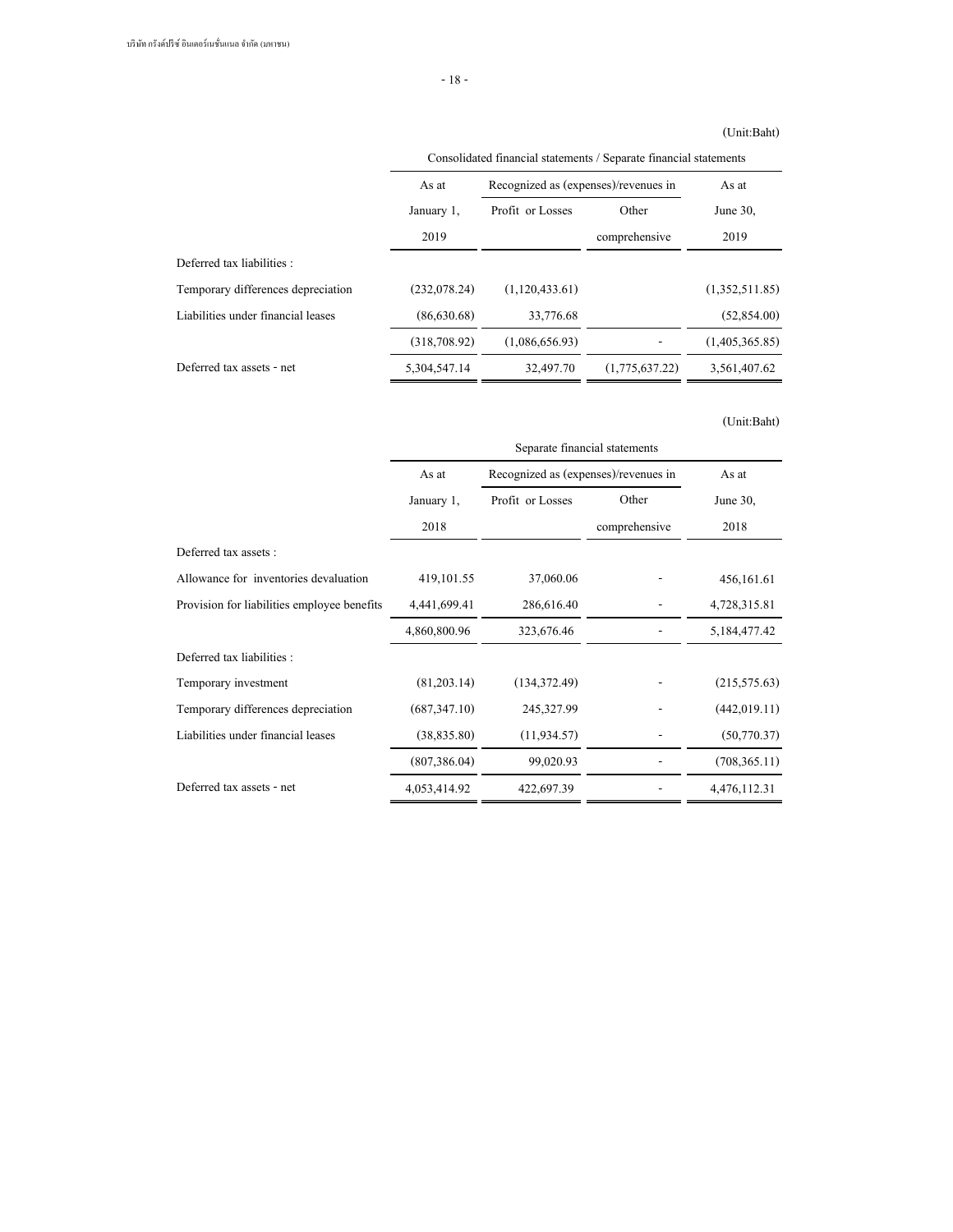(Unit:Baht)

| | Consolidated financial statements / Separate financial statements | | | |
|---|---|---|---|---|
| | As at | Recognized as (expenses)/revenues in | | As at |
| | January 1, 2019 | Profit or Losses | Other comprehensive | June 30, 2019 |
| Deferred tax liabilities : | | | | |
| Temporary differences depreciation | (232,078.24) | (1,120,433.61) | | (1,352,511.85) |
| Liabilities under financial leases | (86,630.68) | 33,776.68 | | (52,854.00) |
| | (318,708.92) | (1,086,656.93) | - | (1,405,365.85) |
| Deferred tax assets - net | 5,304,547.14 | 32,497.70 | (1,775,637.22) | 3,561,407.62 |

(Unit:Baht)

| | Separate financial statements | | | |
|---|---|---|---|---|
| | As at | Recognized as (expenses)/revenues in | | As at |
| | January 1, 2018 | Profit or Losses | Other comprehensive | June 30, 2018 |
| Deferred tax assets : | | | | |
| Allowance for inventories devaluation | 419,101.55 | 37,060.06 | - | 456,161.61 |
| Provision for liabilities employee benefits | 4,441,699.41 | 286,616.40 | - | 4,728,315.81 |
| | 4,860,800.96 | 323,676.46 | - | 5,184,477.42 |
| Deferred tax liabilities : | | | | |
| Temporary investment | (81,203.14) | (134,372.49) | - | (215,575.63) |
| Temporary differences depreciation | (687,347.10) | 245,327.99 | - | (442,019.11) |
| Liabilities under financial leases | (38,835.80) | (11,934.57) | - | (50,770.37) |
| | (807,386.04) | 99,020.93 | - | (708,365.11) |
| Deferred tax assets - net | 4,053,414.92 | 422,697.39 | - | 4,476,112.31 |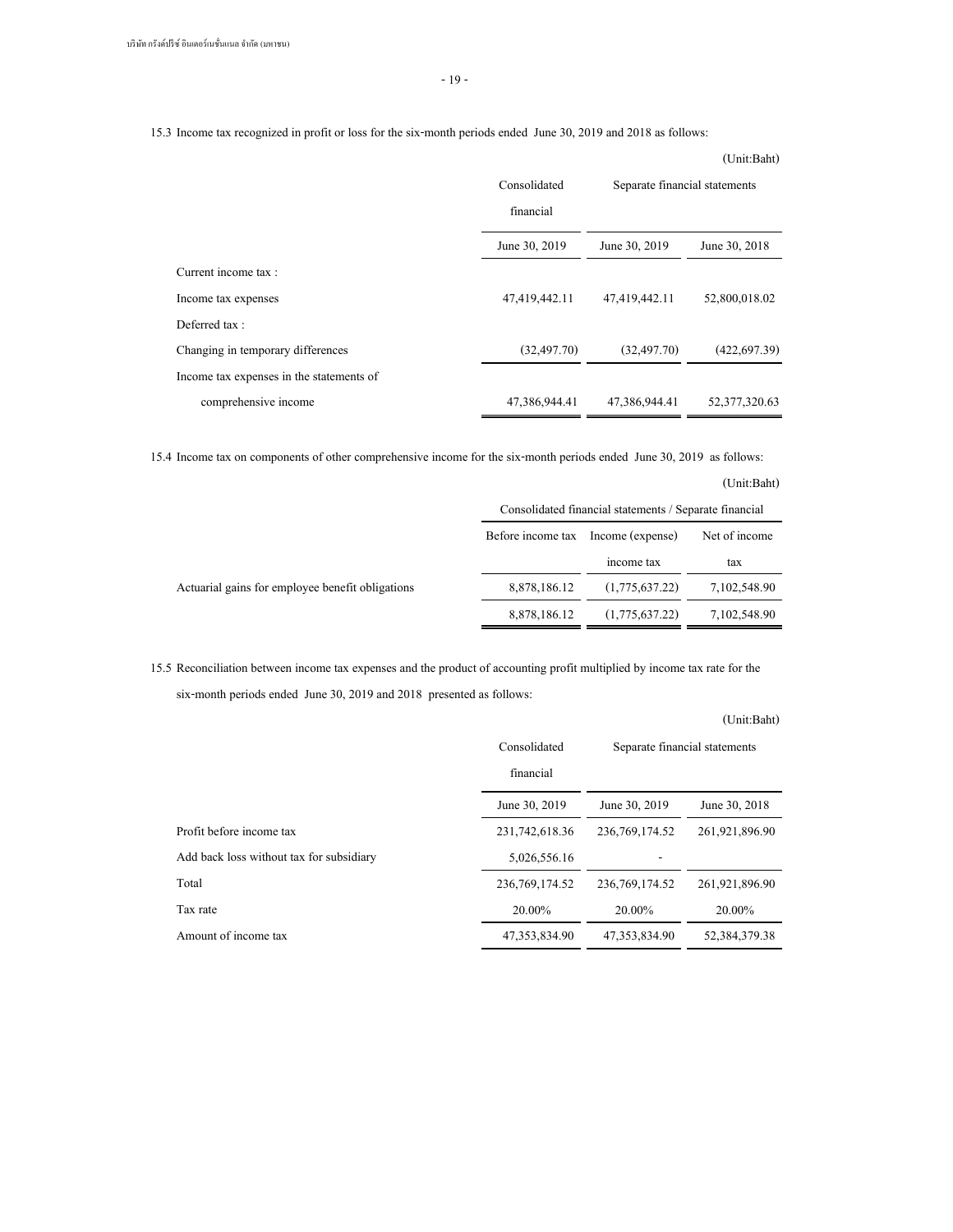15.3 Income tax recognized in profit or loss for the six-month periods ended June 30, 2019 and 2018 as follows:

(Unit:Baht)

| | Consolidated financial | Separate financial statements | |
|---|---|---|---|
| | June 30, 2019 | June 30, 2019 | June 30, 2018 |
| Current income tax : | | | |
| Income tax expenses | 47,419,442.11 | 47,419,442.11 | 52,800,018.02 |
| Deferred tax : | | | |
| Changing in temporary differences | (32,497.70) | (32,497.70) | (422,697.39) |
| Income tax expenses in the statements of comprehensive income | 47,386,944.41 | 47,386,944.41 | 52,377,320.63 |

15.4 Income tax on components of other comprehensive income for the six-month periods ended June 30, 2019 as follows:

(Unit:Baht)

| | Consolidated financial statements / Separate financial | | |
|---|---|---|---|
| | Before income tax | Income (expense) income tax | Net of income tax |
| Actuarial gains for employee benefit obligations | 8,878,186.12 | (1,775,637.22) | 7,102,548.90 |
| | 8,878,186.12 | (1,775,637.22) | 7,102,548.90 |

15.5 Reconciliation between income tax expenses and the product of accounting profit multiplied by income tax rate for the six-month periods ended June 30, 2019 and 2018 presented as follows:

(Unit:Baht)

| | Consolidated financial | Separate financial statements | |
|---|---|---|---|
| | June 30, 2019 | June 30, 2019 | June 30, 2018 |
| Profit before income tax | 231,742,618.36 | 236,769,174.52 | 261,921,896.90 |
| Add back loss without tax for subsidiary | 5,026,556.16 | - | |
| Total | 236,769,174.52 | 236,769,174.52 | 261,921,896.90 |
| Tax rate | 20.00% | 20.00% | 20.00% |
| Amount of income tax | 47,353,834.90 | 47,353,834.90 | 52,384,379.38 |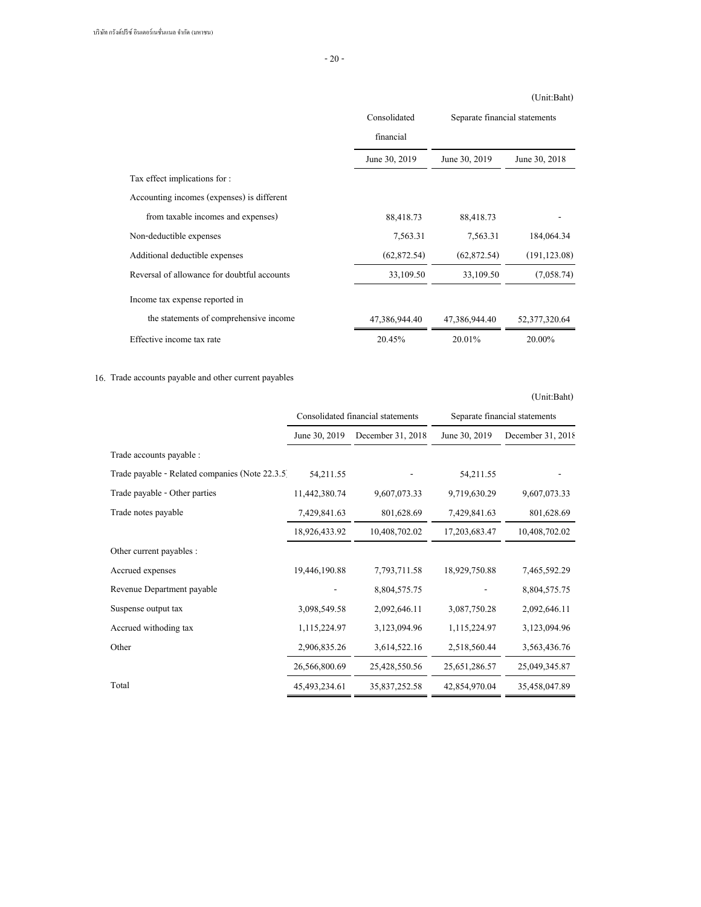(Unit:Baht)

| | Consolidated financial | Separate financial statements | |
|---|---|---|---|
| | June 30, 2019 | June 30, 2019 | June 30, 2018 |
| Tax effect implications for : | | | |
| Accounting incomes (expenses) is different from taxable incomes and expenses) | 88,418.73 | 88,418.73 | - |
| Non-deductible expenses | 7,563.31 | 7,563.31 | 184,064.34 |
| Additional deductible expenses | (62,872.54) | (62,872.54) | (191,123.08) |
| Reversal of allowance for doubtful accounts | 33,109.50 | 33,109.50 | (7,058.74) |
| Income tax expense reported in the statements of comprehensive income | 47,386,944.40 | 47,386,944.40 | 52,377,320.64 |
| Effective income tax rate | 20.45% | 20.01% | 20.00% |

16. Trade accounts payable and other current payables

(Unit:Baht)

| | Consolidated financial statements | | Separate financial statements | |
|---|---|---|---|---|
| | June 30, 2019 | December 31, 2018 | June 30, 2019 | December 31, 2018 |
| Trade accounts payable : | | | | |
| Trade payable - Related companies (Note 22.3.5) | 54,211.55 | - | 54,211.55 | - |
| Trade payable - Other parties | 11,442,380.74 | 9,607,073.33 | 9,719,630.29 | 9,607,073.33 |
| Trade notes payable | 7,429,841.63 | 801,628.69 | 7,429,841.63 | 801,628.69 |
| | 18,926,433.92 | 10,408,702.02 | 17,203,683.47 | 10,408,702.02 |
| Other current payables : | | | | |
| Accrued expenses | 19,446,190.88 | 7,793,711.58 | 18,929,750.88 | 7,465,592.29 |
| Revenue Department payable | - | 8,804,575.75 | - | 8,804,575.75 |
| Suspense output tax | 3,098,549.58 | 2,092,646.11 | 3,087,750.28 | 2,092,646.11 |
| Accrued withoding tax | 1,115,224.97 | 3,123,094.96 | 1,115,224.97 | 3,123,094.96 |
| Other | 2,906,835.26 | 3,614,522.16 | 2,518,560.44 | 3,563,436.76 |
| | 26,566,800.69 | 25,428,550.56 | 25,651,286.57 | 25,049,345.87 |
| Total | 45,493,234.61 | 35,837,252.58 | 42,854,970.04 | 35,458,047.89 |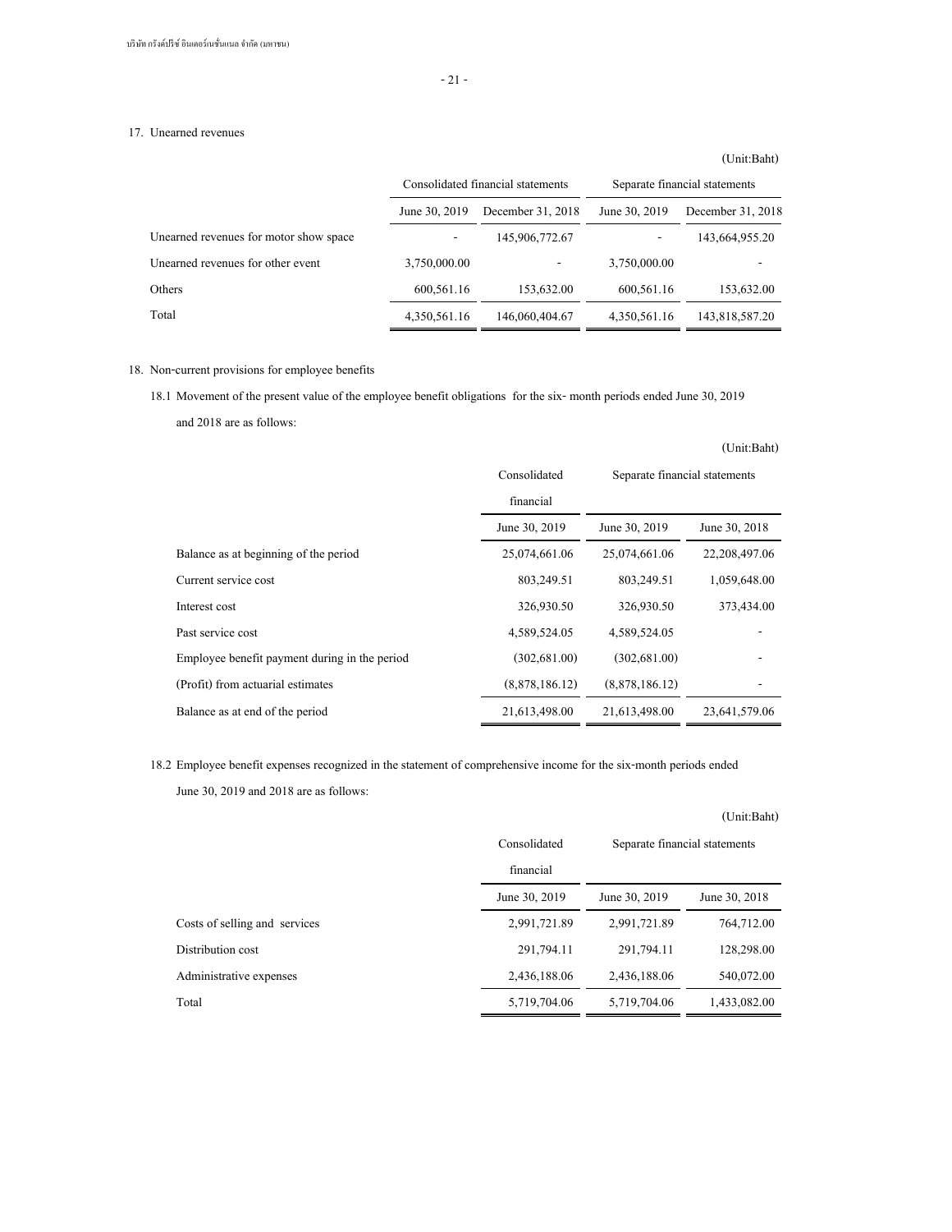## 17. Unearned revenues

(Unit:Baht)

| | Consolidated financial statements | | Separate financial statements | |
|---|---|---|---|---|
| | June 30, 2019 | December 31, 2018 | June 30, 2019 | December 31, 2018 |
| Unearned revenues for motor show space | - | 145,906,772.67 | - | 143,664,955.20 |
| Unearned revenues for other event | 3,750,000.00 | - | 3,750,000.00 | - |
| Others | 600,561.16 | 153,632.00 | 600,561.16 | 153,632.00 |
| Total | 4,350,561.16 | 146,060,404.67 | 4,350,561.16 | 143,818,587.20 |

## 18. Non-current provisions for employee benefits

18.1 Movement of the present value of the employee benefit obligations for the six- month periods ended June 30, 2019 and 2018 are as follows:

(Unit:Baht)

| | Consolidated financial | Separate financial statements | |
|---|---|---|---|
| | June 30, 2019 | June 30, 2019 | June 30, 2018 |
| Balance as at beginning of the period | 25,074,661.06 | 25,074,661.06 | 22,208,497.06 |
| Current service cost | 803,249.51 | 803,249.51 | 1,059,648.00 |
| Interest cost | 326,930.50 | 326,930.50 | 373,434.00 |
| Past service cost | 4,589,524.05 | 4,589,524.05 | - |
| Employee benefit payment during in the period | (302,681.00) | (302,681.00) | - |
| (Profit) from actuarial estimates | (8,878,186.12) | (8,878,186.12) | - |
| Balance as at end of the period | 21,613,498.00 | 21,613,498.00 | 23,641,579.06 |

18.2 Employee benefit expenses recognized in the statement of comprehensive income for the six-month periods ended June 30, 2019 and 2018 are as follows:

(Unit:Baht)

| | Consolidated financial | Separate financial statements | |
|---|---|---|---|
| | June 30, 2019 | June 30, 2019 | June 30, 2018 |
| Costs of selling and services | 2,991,721.89 | 2,991,721.89 | 764,712.00 |
| Distribution cost | 291,794.11 | 291,794.11 | 128,298.00 |
| Administrative expenses | 2,436,188.06 | 2,436,188.06 | 540,072.00 |
| Total | 5,719,704.06 | 5,719,704.06 | 1,433,082.00 |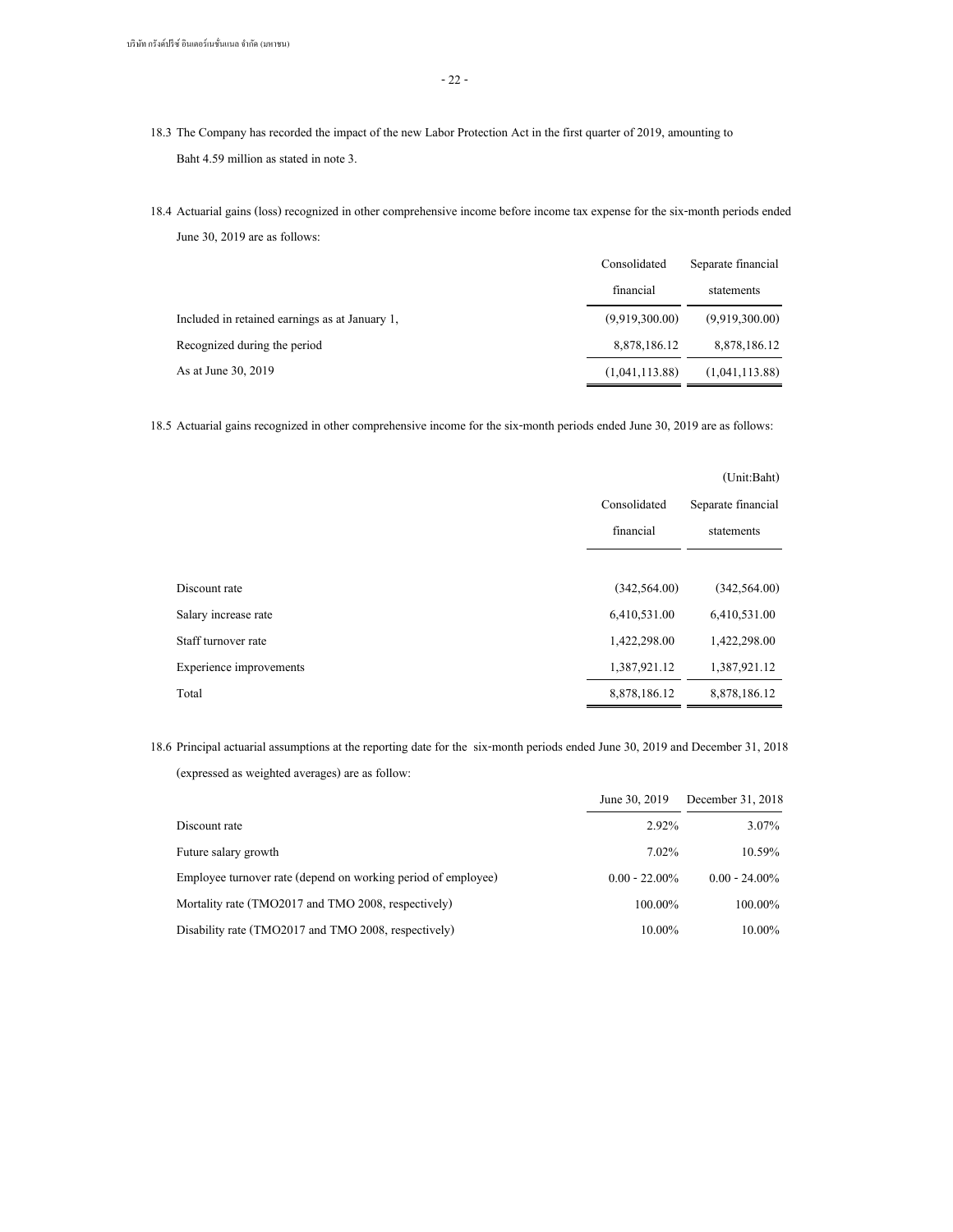18.3 The Company has recorded the impact of the new Labor Protection Act in the first quarter of 2019, amounting to Baht 4.59 million as stated in note 3.

18.4 Actuarial gains (loss) recognized in other comprehensive income before income tax expense for the six-month periods ended June 30, 2019 are as follows:

| | Consolidated financial | Separate financial statements |
|---|---|---|
| Included in retained earnings as at January 1, | (9,919,300.00) | (9,919,300.00) |
| Recognized during the period | 8,878,186.12 | 8,878,186.12 |
| As at June 30, 2019 | (1,041,113.88) | (1,041,113.88) |

18.5 Actuarial gains recognized in other comprehensive income for the six-month periods ended June 30, 2019 are as follows:

(Unit:Baht)

| | Consolidated financial | Separate financial statements |
|---|---|---|
| Discount rate | (342,564.00) | (342,564.00) |
| Salary increase rate | 6,410,531.00 | 6,410,531.00 |
| Staff turnover rate | 1,422,298.00 | 1,422,298.00 |
| Experience improvements | 1,387,921.12 | 1,387,921.12 |
| Total | 8,878,186.12 | 8,878,186.12 |

18.6 Principal actuarial assumptions at the reporting date for the six-month periods ended June 30, 2019 and December 31, 2018 (expressed as weighted averages) are as follow:

| | June 30, 2019 | December 31, 2018 |
|---|---|---|
| Discount rate | 2.92% | 3.07% |
| Future salary growth | 7.02% | 10.59% |
| Employee turnover rate (depend on working period of employee) | 0.00 - 22.00% | 0.00 - 24.00% |
| Mortality rate (TMO2017 and TMO 2008, respectively) | 100.00% | 100.00% |
| Disability rate (TMO2017 and TMO 2008, respectively) | 10.00% | 10.00% |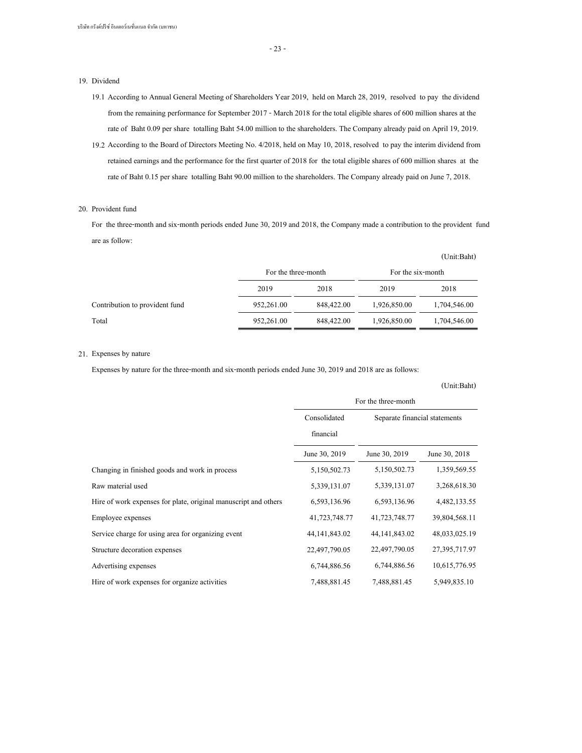## 19. Dividend

19.1 According to Annual General Meeting of Shareholders Year 2019, held on March 28, 2019, resolved to pay the dividend from the remaining performance for September 2017 - March 2018 for the total eligible shares of 600 million shares at the rate of Baht 0.09 per share totalling Baht 54.00 million to the shareholders. The Company already paid on April 19, 2019.

19.2 According to the Board of Directors Meeting No. 4/2018, held on May 10, 2018, resolved to pay the interim dividend from retained earnings and the performance for the first quarter of 2018 for the total eligible shares of 600 million shares at the rate of Baht 0.15 per share totalling Baht 90.00 million to the shareholders. The Company already paid on June 7, 2018.

## 20. Provident fund

For the three-month and six-month periods ended June 30, 2019 and 2018, the Company made a contribution to the provident fund are as follow:

(Unit:Baht)

| | For the three-month | | For the six-month | |
|---|---|---|---|---|
| | 2019 | 2018 | 2019 | 2018 |
| Contribution to provident fund | 952,261.00 | 848,422.00 | 1,926,850.00 | 1,704,546.00 |
| Total | 952,261.00 | 848,422.00 | 1,926,850.00 | 1,704,546.00 |

## 21. Expenses by nature

Expenses by nature for the three-month and six-month periods ended June 30, 2019 and 2018 are as follows:

(Unit:Baht)

| | For the three-month | | |
|---|---|---|---|
| | Consolidated financial | Separate financial statements | |
| | June 30, 2019 | June 30, 2019 | June 30, 2018 |
| Changing in finished goods and work in process | 5,150,502.73 | 5,150,502.73 | 1,359,569.55 |
| Raw material used | 5,339,131.07 | 5,339,131.07 | 3,268,618.30 |
| Hire of work expenses for plate, original manuscript and others | 6,593,136.96 | 6,593,136.96 | 4,482,133.55 |
| Employee expenses | 41,723,748.77 | 41,723,748.77 | 39,804,568.11 |
| Service charge for using area for organizing event | 44,141,843.02 | 44,141,843.02 | 48,033,025.19 |
| Structure decoration expenses | 22,497,790.05 | 22,497,790.05 | 27,395,717.97 |
| Advertising expenses | 6,744,886.56 | 6,744,886.56 | 10,615,776.95 |
| Hire of work expenses for organize activities | 7,488,881.45 | 7,488,881.45 | 5,949,835.10 |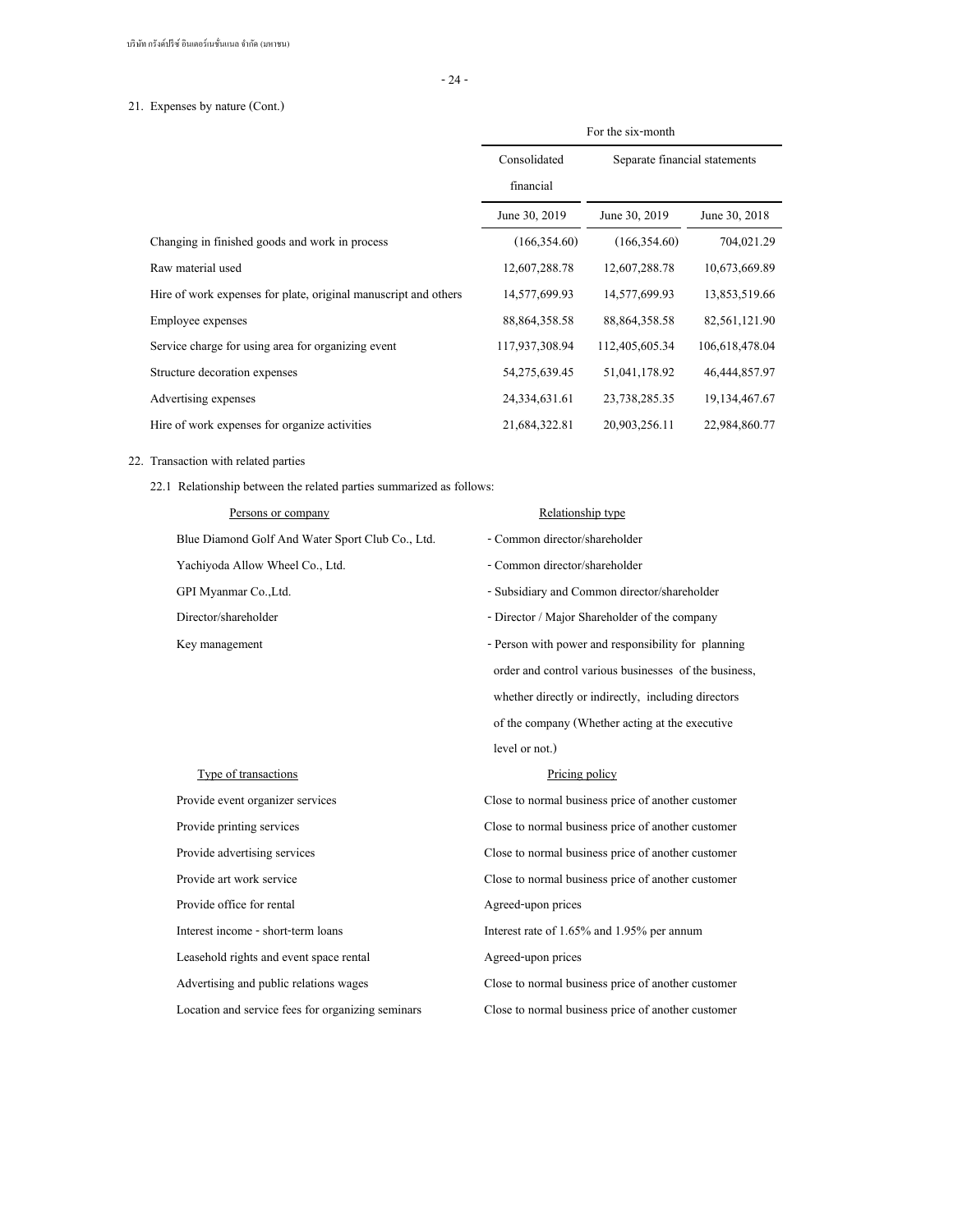21. Expenses by nature (Cont.)

| | For the six-month | | |
|---|---|---|---|
| | Consolidated financial | Separate financial statements | |
| | June 30, 2019 | June 30, 2019 | June 30, 2018 |
| Changing in finished goods and work in process | (166,354.60) | (166,354.60) | 704,021.29 |
| Raw material used | 12,607,288.78 | 12,607,288.78 | 10,673,669.89 |
| Hire of work expenses for plate, original manuscript and others | 14,577,699.93 | 14,577,699.93 | 13,853,519.66 |
| Employee expenses | 88,864,358.58 | 88,864,358.58 | 82,561,121.90 |
| Service charge for using area for organizing event | 117,937,308.94 | 112,405,605.34 | 106,618,478.04 |
| Structure decoration expenses | 54,275,639.45 | 51,041,178.92 | 46,444,857.97 |
| Advertising expenses | 24,334,631.61 | 23,738,285.35 | 19,134,467.67 |
| Hire of work expenses for organize activities | 21,684,322.81 | 20,903,256.11 | 22,984,860.77 |

22. Transaction with related parties

22.1 Relationship between the related parties summarized as follows:

| Persons or company | Relationship type |
|---|---|
| Blue Diamond Golf And Water Sport Club Co., Ltd. | - Common director/shareholder |
| Yachiyoda Allow Wheel Co., Ltd. | - Common director/shareholder |
| GPI Myanmar Co.,Ltd. | - Subsidiary and Common director/shareholder |
| Director/shareholder | - Director / Major Shareholder of the company |
| Key management | - Person with power and responsibility for planning order and control various businesses of the business, whether directly or indirectly, including directors of the company (Whether acting at the executive level or not.) |

| Type of transactions | Pricing policy |
|---|---|
| Provide event organizer services | Close to normal business price of another customer |
| Provide printing services | Close to normal business price of another customer |
| Provide advertising services | Close to normal business price of another customer |
| Provide art work service | Close to normal business price of another customer |
| Provide office for rental | Agreed-upon prices |
| Interest income - short-term loans | Interest rate of 1.65% and 1.95% per annum |
| Leasehold rights and event space rental | Agreed-upon prices |
| Advertising and public relations wages | Close to normal business price of another customer |
| Location and service fees for organizing seminars | Close to normal business price of another customer |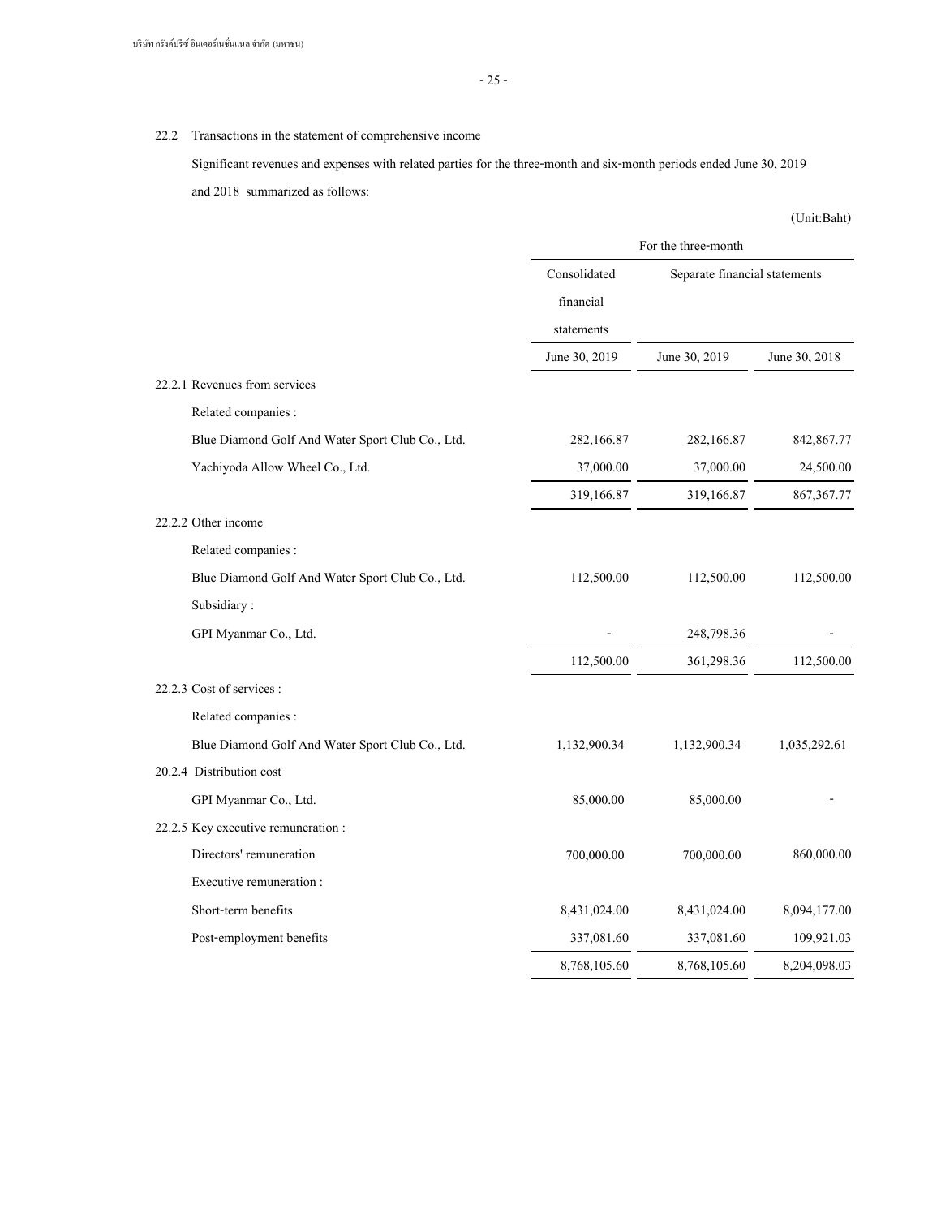22.2 Transactions in the statement of comprehensive income

Significant revenues and expenses with related parties for the three-month and six-month periods ended June 30, 2019 and 2018 summarized as follows:

(Unit:Baht)

| | For the three-month | | |
|---|---|---|---|
| | Consolidated financial statements | Separate financial statements | |
| | June 30, 2019 | June 30, 2019 | June 30, 2018 |
| 22.2.1 Revenues from services | | | |
| Related companies : | | | |
| Blue Diamond Golf And Water Sport Club Co., Ltd. | 282,166.87 | 282,166.87 | 842,867.77 |
| Yachiyoda Allow Wheel Co., Ltd. | 37,000.00 | 37,000.00 | 24,500.00 |
| | 319,166.87 | 319,166.87 | 867,367.77 |
| 22.2.2 Other income | | | |
| Related companies : | | | |
| Blue Diamond Golf And Water Sport Club Co., Ltd. | 112,500.00 | 112,500.00 | 112,500.00 |
| Subsidiary : | | | |
| GPI Myanmar Co., Ltd. | - | 248,798.36 | - |
| | 112,500.00 | 361,298.36 | 112,500.00 |
| 22.2.3 Cost of services : | | | |
| Related companies : | | | |
| Blue Diamond Golf And Water Sport Club Co., Ltd. | 1,132,900.34 | 1,132,900.34 | 1,035,292.61 |
| 20.2.4 Distribution cost | | | |
| GPI Myanmar Co., Ltd. | 85,000.00 | 85,000.00 | - |
| 22.2.5 Key executive remuneration : | | | |
| Directors' remuneration | 700,000.00 | 700,000.00 | 860,000.00 |
| Executive remuneration : | | | |
| Short-term benefits | 8,431,024.00 | 8,431,024.00 | 8,094,177.00 |
| Post-employment benefits | 337,081.60 | 337,081.60 | 109,921.03 |
| | 8,768,105.60 | 8,768,105.60 | 8,204,098.03 |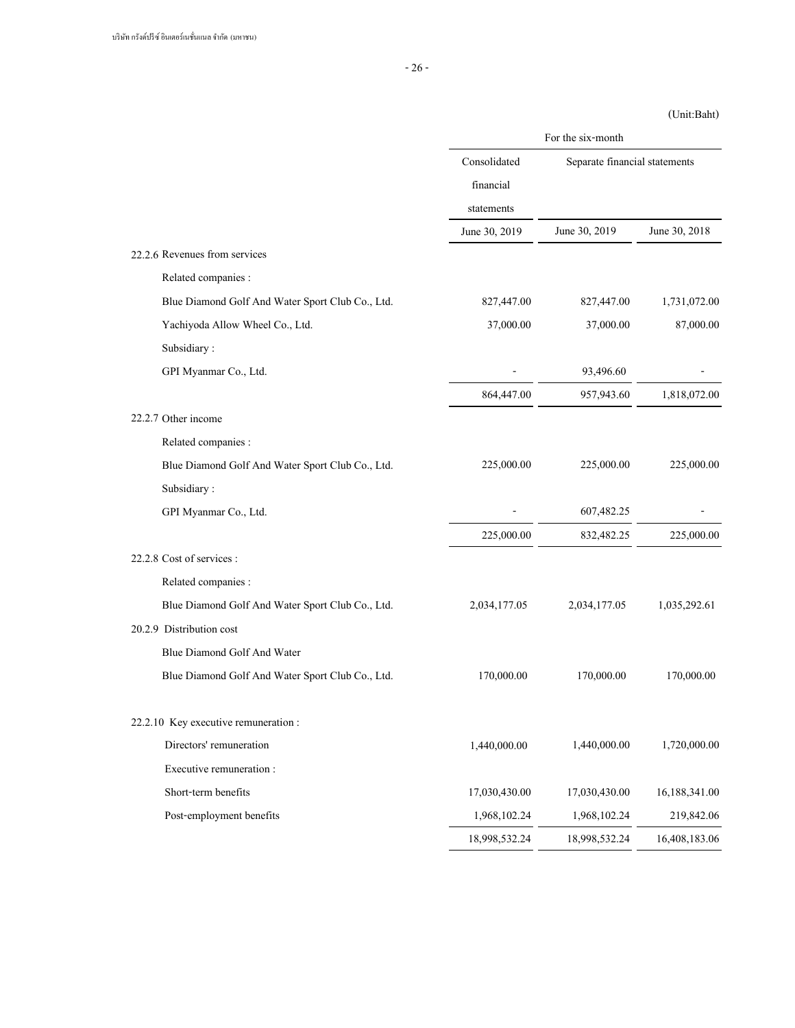(Unit:Baht)

| | For the six-month | | |
|---|---|---|---|
| | Consolidated financial statements | Separate financial statements | |
| | June 30, 2019 | June 30, 2019 | June 30, 2018 |
| 22.2.6 Revenues from services | | | |
| Related companies : | | | |
| Blue Diamond Golf And Water Sport Club Co., Ltd. | 827,447.00 | 827,447.00 | 1,731,072.00 |
| Yachiyoda Allow Wheel Co., Ltd. | 37,000.00 | 37,000.00 | 87,000.00 |
| Subsidiary : | | | |
| GPI Myanmar Co., Ltd. | - | 93,496.60 | - |
| | 864,447.00 | 957,943.60 | 1,818,072.00 |
| 22.2.7 Other income | | | |
| Related companies : | | | |
| Blue Diamond Golf And Water Sport Club Co., Ltd. | 225,000.00 | 225,000.00 | 225,000.00 |
| Subsidiary : | | | |
| GPI Myanmar Co., Ltd. | - | 607,482.25 | - |
| | 225,000.00 | 832,482.25 | 225,000.00 |
| 22.2.8 Cost of services : | | | |
| Related companies : | | | |
| Blue Diamond Golf And Water Sport Club Co., Ltd. | 2,034,177.05 | 2,034,177.05 | 1,035,292.61 |
| 20.2.9 Distribution cost | | | |
| Blue Diamond Golf And Water | | | |
| Blue Diamond Golf And Water Sport Club Co., Ltd. | 170,000.00 | 170,000.00 | 170,000.00 |
| 22.2.10 Key executive remuneration : | | | |
| Directors' remuneration | 1,440,000.00 | 1,440,000.00 | 1,720,000.00 |
| Executive remuneration : | | | |
| Short-term benefits | 17,030,430.00 | 17,030,430.00 | 16,188,341.00 |
| Post-employment benefits | 1,968,102.24 | 1,968,102.24 | 219,842.06 |
| | 18,998,532.24 | 18,998,532.24 | 16,408,183.06 |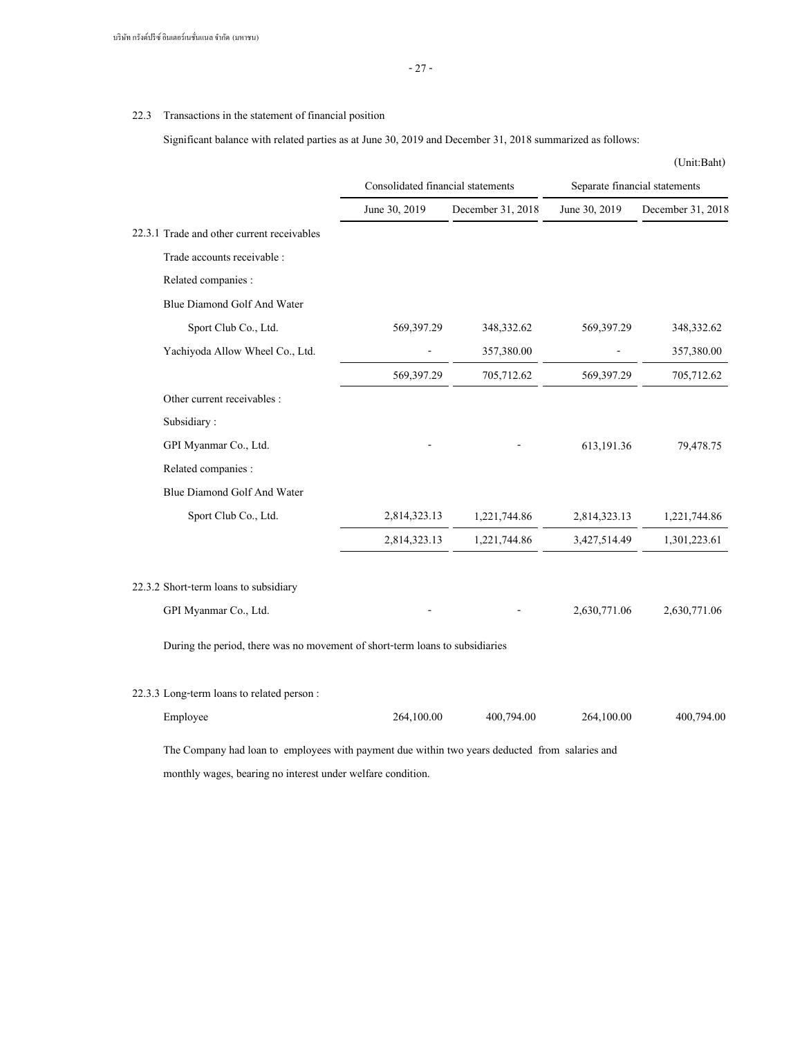22.3 Transactions in the statement of financial position

Significant balance with related parties as at June 30, 2019 and December 31, 2018 summarized as follows:

(Unit:Baht)

| | Consolidated financial statements | | Separate financial statements | |
|---|---|---|---|---|
| | June 30, 2019 | December 31, 2018 | June 30, 2019 | December 31, 2018 |
| 22.3.1 Trade and other current receivables | | | | |
| Trade accounts receivable : | | | | |
| Related companies : | | | | |
| Blue Diamond Golf And Water Sport Club Co., Ltd. | 569,397.29 | 348,332.62 | 569,397.29 | 348,332.62 |
| Yachiyoda Allow Wheel Co., Ltd. | - | 357,380.00 | - | 357,380.00 |
| | 569,397.29 | 705,712.62 | 569,397.29 | 705,712.62 |
| Other current receivables : | | | | |
| Subsidiary : | | | | |
| GPI Myanmar Co., Ltd. | - | - | 613,191.36 | 79,478.75 |
| Related companies : | | | | |
| Blue Diamond Golf And Water Sport Club Co., Ltd. | 2,814,323.13 | 1,221,744.86 | 2,814,323.13 | 1,221,744.86 |
| | 2,814,323.13 | 1,221,744.86 | 3,427,514.49 | 1,301,223.61 |
| 22.3.2 Short-term loans to subsidiary | | | | |
| GPI Myanmar Co., Ltd. | - | - | 2,630,771.06 | 2,630,771.06 |

During the period, there was no movement of short-term loans to subsidiaries

| | | | | |
|---|---|---|---|---|
| 22.3.3 Long-term loans to related person : | | | | |
| Employee | 264,100.00 | 400,794.00 | 264,100.00 | 400,794.00 |

The Company had loan to employees with payment due within two years deducted from salaries and monthly wages, bearing no interest under welfare condition.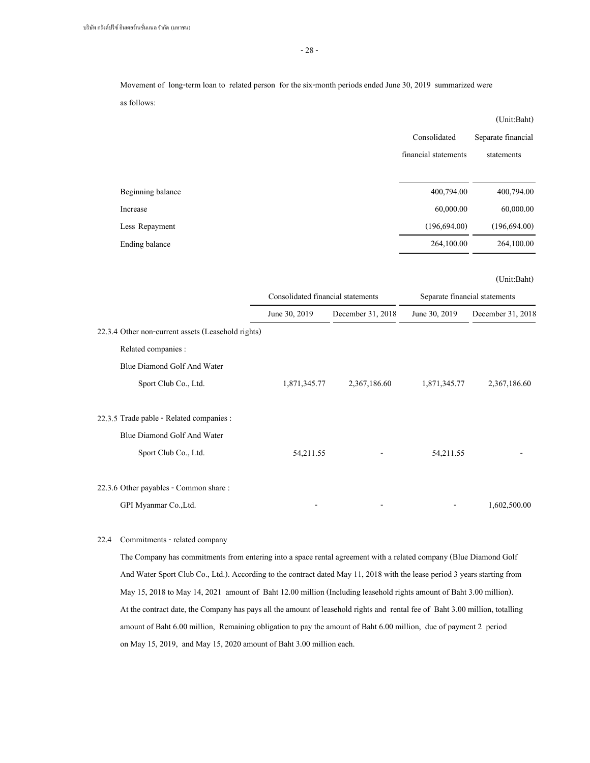Movement of long-term loan to related person for the six-month periods ended June 30, 2019 summarized were as follows:

(Unit:Baht)

| | Consolidated financial statements | Separate financial statements |
|---|---|---|
| Beginning balance | 400,794.00 | 400,794.00 |
| Increase | 60,000.00 | 60,000.00 |
| Less Repayment | (196,694.00) | (196,694.00) |
| Ending balance | 264,100.00 | 264,100.00 |

(Unit:Baht)

| | Consolidated financial statements | | Separate financial statements | |
|---|---|---|---|---|
| | June 30, 2019 | December 31, 2018 | June 30, 2019 | December 31, 2018 |
| 22.3.4 Other non-current assets (Leasehold rights) | | | | |
| Related companies : | | | | |
| Blue Diamond Golf And Water Sport Club Co., Ltd. | 1,871,345.77 | 2,367,186.60 | 1,871,345.77 | 2,367,186.60 |
| 22.3.5 Trade pable - Related companies : | | | | |
| Blue Diamond Golf And Water Sport Club Co., Ltd. | 54,211.55 | - | 54,211.55 | - |
| 22.3.6 Other payables - Common share : | | | | |
| GPI Myanmar Co.,Ltd. | - | - | - | 1,602,500.00 |

22.4 Commitments - related company

The Company has commitments from entering into a space rental agreement with a related company (Blue Diamond Golf And Water Sport Club Co., Ltd.). According to the contract dated May 11, 2018 with the lease period 3 years starting from May 15, 2018 to May 14, 2021 amount of Baht 12.00 million (Including leasehold rights amount of Baht 3.00 million). At the contract date, the Company has pays all the amount of leasehold rights and rental fee of Baht 3.00 million, totalling amount of Baht 6.00 million, Remaining obligation to pay the amount of Baht 6.00 million, due of payment 2 period on May 15, 2019, and May 15, 2020 amount of Baht 3.00 million each.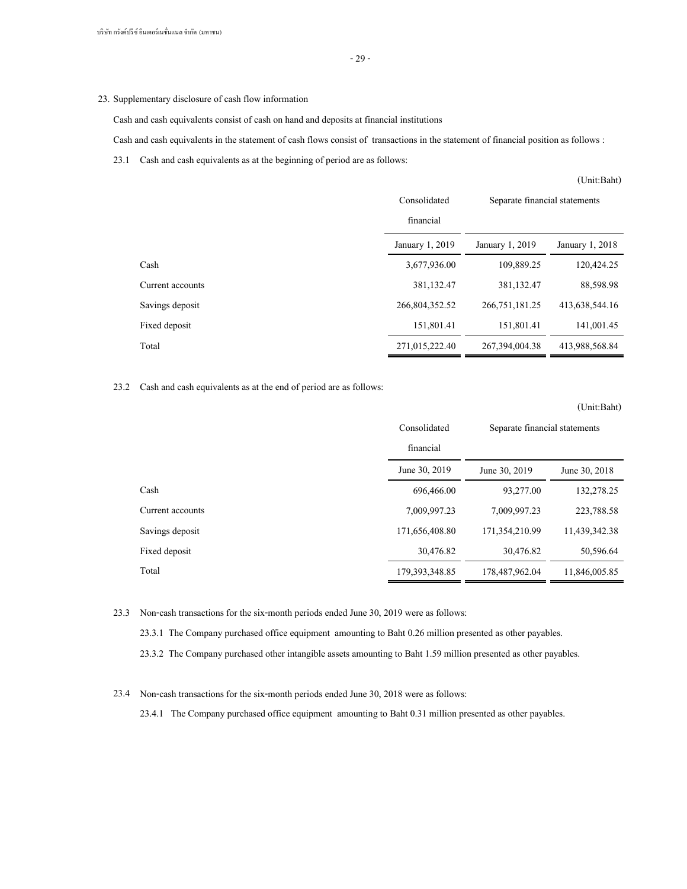23. Supplementary disclosure of cash flow information

Cash and cash equivalents consist of cash on hand and deposits at financial institutions

Cash and cash equivalents in the statement of cash flows consist of transactions in the statement of financial position as follows :

23.1 Cash and cash equivalents as at the beginning of period are as follows:

(Unit:Baht)

| | Consolidated financial | Separate financial statements | |
|---|---|---|---|
| | January 1, 2019 | January 1, 2019 | January 1, 2018 |
| Cash | 3,677,936.00 | 109,889.25 | 120,424.25 |
| Current accounts | 381,132.47 | 381,132.47 | 88,598.98 |
| Savings deposit | 266,804,352.52 | 266,751,181.25 | 413,638,544.16 |
| Fixed deposit | 151,801.41 | 151,801.41 | 141,001.45 |
| Total | 271,015,222.40 | 267,394,004.38 | 413,988,568.84 |

23.2 Cash and cash equivalents as at the end of period are as follows:

(Unit:Baht)

| | Consolidated financial | Separate financial statements | |
|---|---|---|---|
| | June 30, 2019 | June 30, 2019 | June 30, 2018 |
| Cash | 696,466.00 | 93,277.00 | 132,278.25 |
| Current accounts | 7,009,997.23 | 7,009,997.23 | 223,788.58 |
| Savings deposit | 171,656,408.80 | 171,354,210.99 | 11,439,342.38 |
| Fixed deposit | 30,476.82 | 30,476.82 | 50,596.64 |
| Total | 179,393,348.85 | 178,487,962.04 | 11,846,005.85 |

23.3 Non-cash transactions for the six-month periods ended June 30, 2019 were as follows:

23.3.1 The Company purchased office equipment amounting to Baht 0.26 million presented as other payables.

23.3.2 The Company purchased other intangible assets amounting to Baht 1.59 million presented as other payables.

23.4 Non-cash transactions for the six-month periods ended June 30, 2018 were as follows:

23.4.1 The Company purchased office equipment amounting to Baht 0.31 million presented as other payables.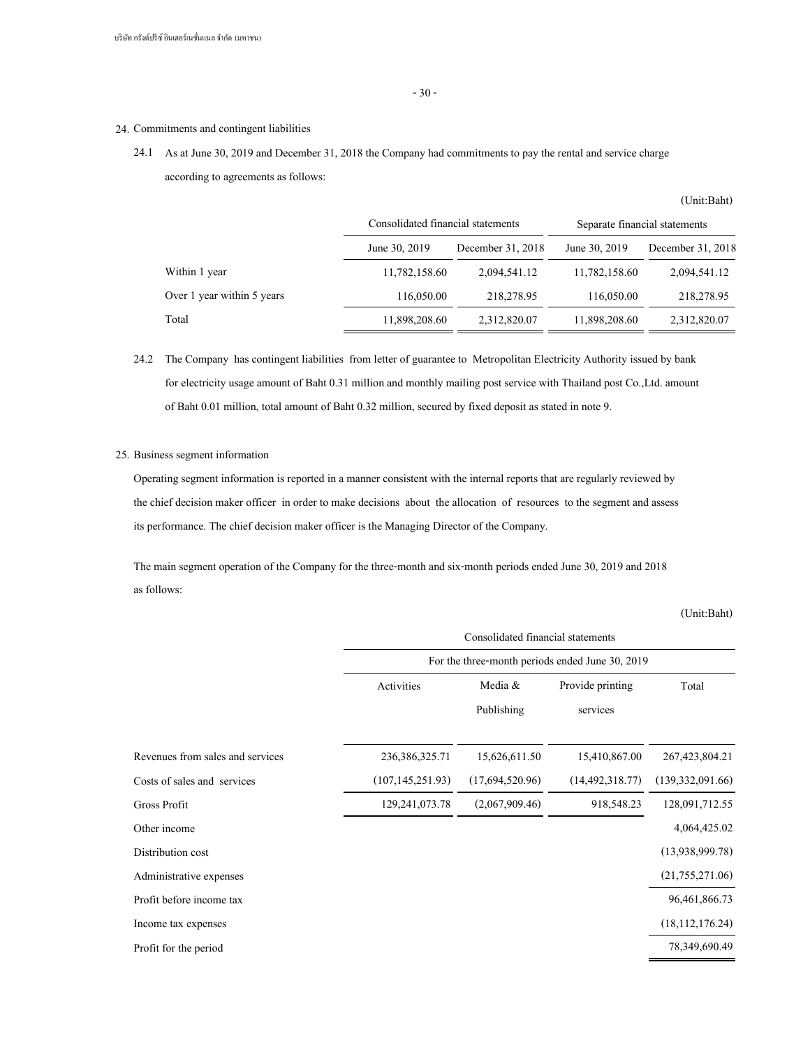24. Commitments and contingent liabilities

24.1 As at June 30, 2019 and December 31, 2018 the Company had commitments to pay the rental and service charge according to agreements as follows:

(Unit:Baht)

| | Consolidated financial statements | | Separate financial statements | |
|---|---|---|---|---|
| | June 30, 2019 | December 31, 2018 | June 30, 2019 | December 31, 2018 |
| Within 1 year | 11,782,158.60 | 2,094,541.12 | 11,782,158.60 | 2,094,541.12 |
| Over 1 year within 5 years | 116,050.00 | 218,278.95 | 116,050.00 | 218,278.95 |
| Total | 11,898,208.60 | 2,312,820.07 | 11,898,208.60 | 2,312,820.07 |

24.2 The Company has contingent liabilities from letter of guarantee to Metropolitan Electricity Authority issued by bank for electricity usage amount of Baht 0.31 million and monthly mailing post service with Thailand post Co.,Ltd. amount of Baht 0.01 million, total amount of Baht 0.32 million, secured by fixed deposit as stated in note 9.

25. Business segment information

Operating segment information is reported in a manner consistent with the internal reports that are regularly reviewed by the chief decision maker officer in order to make decisions about the allocation of resources to the segment and assess its performance. The chief decision maker officer is the Managing Director of the Company.

The main segment operation of the Company for the three-month and six-month periods ended June 30, 2019 and 2018 as follows:

(Unit:Baht)

| | Consolidated financial statements | | | |
|---|---|---|---|---|
| | For the three-month periods ended June 30, 2019 | | | |
| | Activities | Media & Publishing | Provide printing services | Total |
| Revenues from sales and services | 236,386,325.71 | 15,626,611.50 | 15,410,867.00 | 267,423,804.21 |
| Costs of sales and services | (107,145,251.93) | (17,694,520.96) | (14,492,318.77) | (139,332,091.66) |
| Gross Profit | 129,241,073.78 | (2,067,909.46) | 918,548.23 | 128,091,712.55 |
| Other income | | | | 4,064,425.02 |
| Distribution cost | | | | (13,938,999.78) |
| Administrative expenses | | | | (21,755,271.06) |
| Profit before income tax | | | | 96,461,866.73 |
| Income tax expenses | | | | (18,112,176.24) |
| Profit for the period | | | | 78,349,690.49 |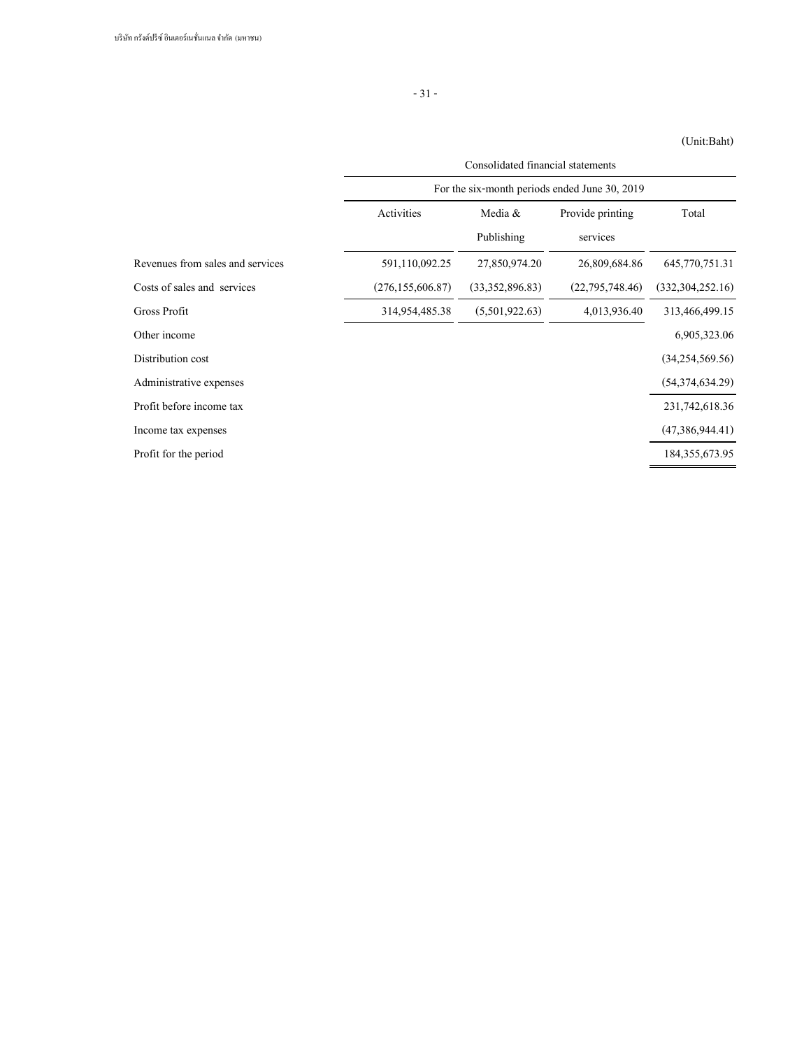(Unit:Baht)

| | Consolidated financial statements | | | |
|---|---|---|---|---|
| | For the six-month periods ended June 30, 2019 | | | |
| | Activities | Media & Publishing | Provide printing services | Total |
| Revenues from sales and services | 591,110,092.25 | 27,850,974.20 | 26,809,684.86 | 645,770,751.31 |
| Costs of sales and services | (276,155,606.87) | (33,352,896.83) | (22,795,748.46) | (332,304,252.16) |
| Gross Profit | 314,954,485.38 | (5,501,922.63) | 4,013,936.40 | 313,466,499.15 |
| Other income | | | | 6,905,323.06 |
| Distribution cost | | | | (34,254,569.56) |
| Administrative expenses | | | | (54,374,634.29) |
| Profit before income tax | | | | 231,742,618.36 |
| Income tax expenses | | | | (47,386,944.41) |
| Profit for the period | | | | 184,355,673.95 |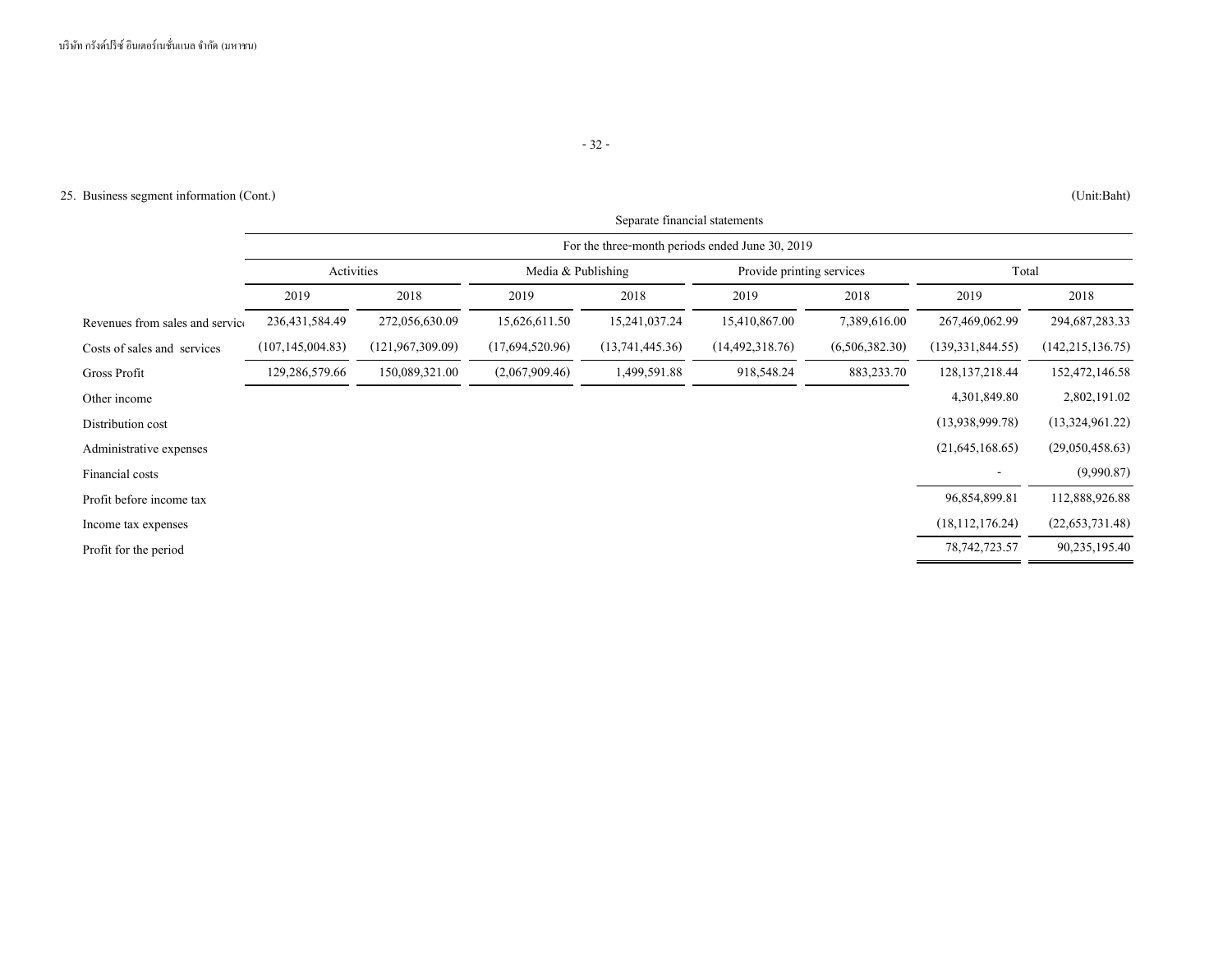25. Business segment information (Cont.)

(Unit:Baht)

| | Separate financial statements | | | | | | | |
|---|---|---|---|---|---|---|---|---|
| | For the three-month periods ended June 30, 2019 | | | | | | | |
| | Activities | | Media & Publishing | | Provide printing services | | Total | |
| | 2019 | 2018 | 2019 | 2018 | 2019 | 2018 | 2019 | 2018 |
| Revenues from sales and services | 236,431,584.49 | 272,056,630.09 | 15,626,611.50 | 15,241,037.24 | 15,410,867.00 | 7,389,616.00 | 267,469,062.99 | 294,687,283.33 |
| Costs of sales and services | (107,145,004.83) | (121,967,309.09) | (17,694,520.96) | (13,741,445.36) | (14,492,318.76) | (6,506,382.30) | (139,331,844.55) | (142,215,136.75) |
| Gross Profit | 129,286,579.66 | 150,089,321.00 | (2,067,909.46) | 1,499,591.88 | 918,548.24 | 883,233.70 | 128,137,218.44 | 152,472,146.58 |
| Other income | | | | | | | 4,301,849.80 | 2,802,191.02 |
| Distribution cost | | | | | | | (13,938,999.78) | (13,324,961.22) |
| Administrative expenses | | | | | | | (21,645,168.65) | (29,050,458.63) |
| Financial costs | | | | | | | - | (9,990.87) |
| Profit before income tax | | | | | | | 96,854,899.81 | 112,888,926.88 |
| Income tax expenses | | | | | | | (18,112,176.24) | (22,653,731.48) |
| Profit for the period | | | | | | | 78,742,723.57 | 90,235,195.40 |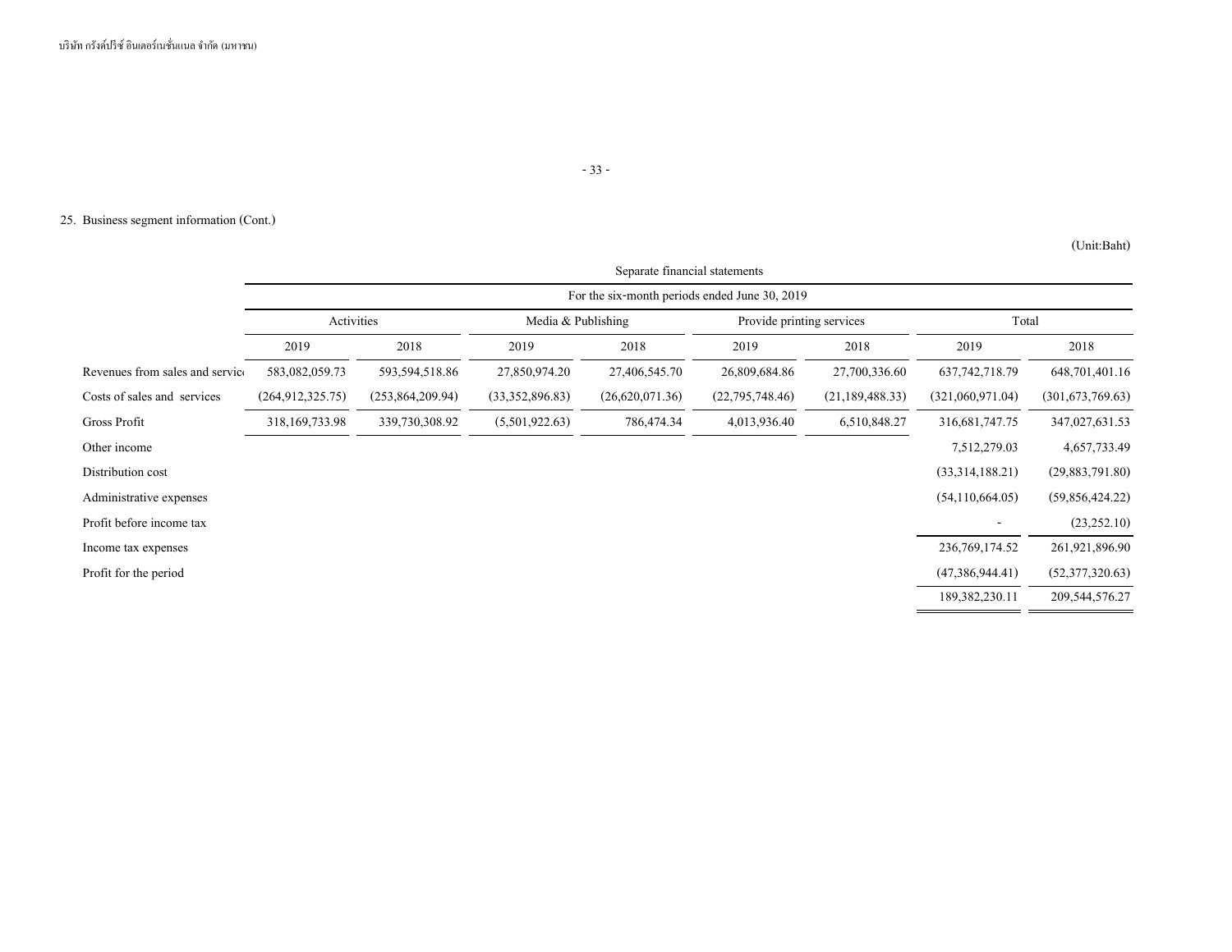25. Business segment information (Cont.)

(Unit:Baht)

| | Separate financial statements | | | | | | | |
|---|---|---|---|---|---|---|---|---|
| | For the six-month periods ended June 30, 2019 | | | | | | | |
| | Activities | | Media & Publishing | | Provide printing services | | Total | |
| | 2019 | 2018 | 2019 | 2018 | 2019 | 2018 | 2019 | 2018 |
| Revenues from sales and service | 583,082,059.73 | 593,594,518.86 | 27,850,974.20 | 27,406,545.70 | 26,809,684.86 | 27,700,336.60 | 637,742,718.79 | 648,701,401.16 |
| Costs of sales and services | (264,912,325.75) | (253,864,209.94) | (33,352,896.83) | (26,620,071.36) | (22,795,748.46) | (21,189,488.33) | (321,060,971.04) | (301,673,769.63) |
| Gross Profit | 318,169,733.98 | 339,730,308.92 | (5,501,922.63) | 786,474.34 | 4,013,936.40 | 6,510,848.27 | 316,681,747.75 | 347,027,631.53 |
| Other income | | | | | | | 7,512,279.03 | 4,657,733.49 |
| Distribution cost | | | | | | | (33,314,188.21) | (29,883,791.80) |
| Administrative expenses | | | | | | | (54,110,664.05) | (59,856,424.22) |
| Profit before income tax | | | | | | | - | (23,252.10) |
| Income tax expenses | | | | | | | 236,769,174.52 | 261,921,896.90 |
| Profit for the period | | | | | | | (47,386,944.41) | (52,377,320.63) |
| | | | | | | | 189,382,230.11 | 209,544,576.27 |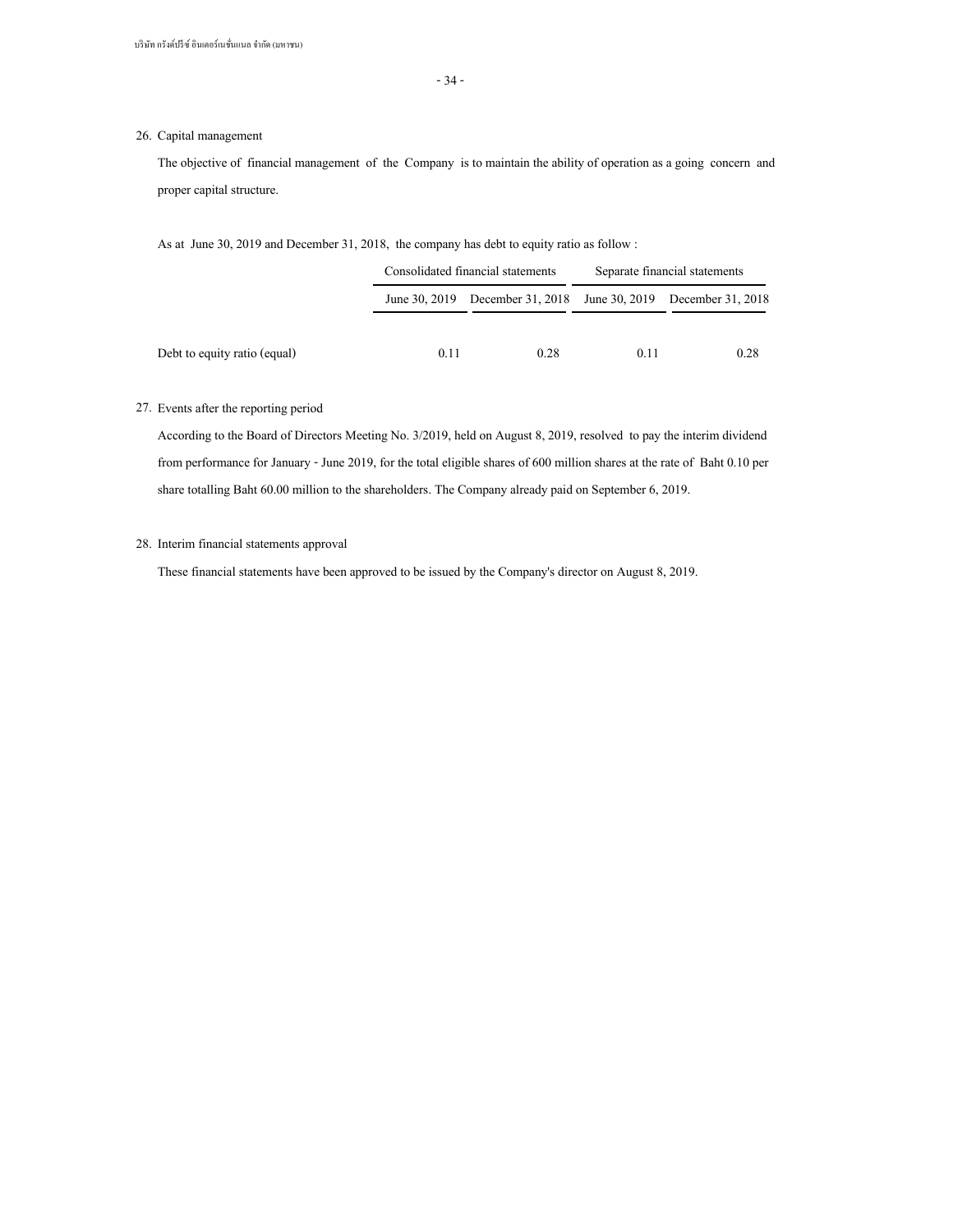26. Capital management

The objective of financial management of the Company is to maintain the ability of operation as a going concern and proper capital structure.

As at June 30, 2019 and December 31, 2018, the company has debt to equity ratio as follow :

| | Consolidated financial statements | | Separate financial statements | |
|---|---|---|---|---|
| | June 30, 2019 | December 31, 2018 | June 30, 2019 | December 31, 2018 |
| Debt to equity ratio (equal) | 0.11 | 0.28 | 0.11 | 0.28 |

27. Events after the reporting period

According to the Board of Directors Meeting No. 3/2019, held on August 8, 2019, resolved to pay the interim dividend from performance for January - June 2019, for the total eligible shares of 600 million shares at the rate of Baht 0.10 per share totalling Baht 60.00 million to the shareholders. The Company already paid on September 6, 2019.

28. Interim financial statements approval

These financial statements have been approved to be issued by the Company's director on August 8, 2019.